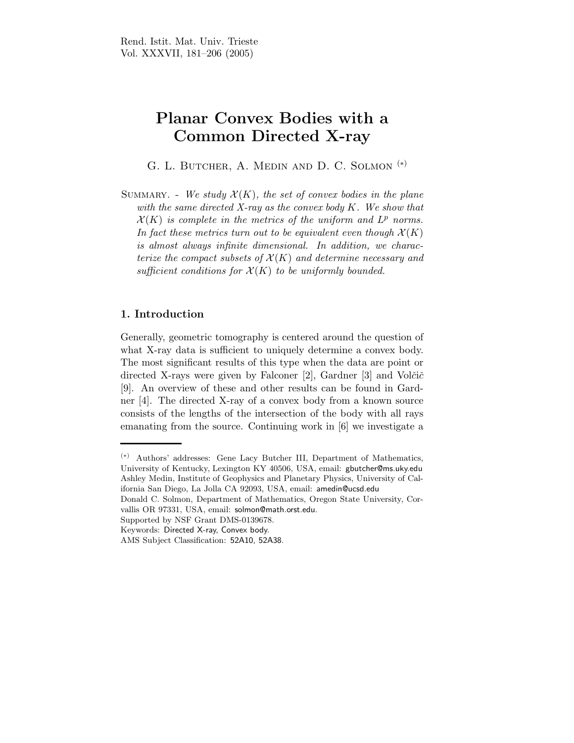# Planar Convex Bodies with a Common Directed X-ray

G. L. Butcher, A. Medin and D. C. Solmon [(*)]

Summary. - *We study $\mathcal{X}(K)$, the set of convex bodies in the plane with the same directed X-ray as the convex body $K$. We show that $\mathcal{X}(K)$ is complete in the metrics of the uniform and $L^p$ norms. In fact these metrics turn out to be equivalent even though $\mathcal{X}(K)$ is almost always infinite dimensional. In addition, we characterize the compact subsets of $\mathcal{X}(K)$ and determine necessary and sufficient conditions for $\mathcal{X}(K)$ to be uniformly bounded.*

## 1. Introduction

Generally, geometric tomography is centered around the question of what X-ray data is sufficient to uniquely determine a convex body. The most significant results of this type when the data are point or directed X-rays were given by Falconer [2], Gardner [3] and Volčič [9]. An overview of these and other results can be found in Gardner [4]. The directed X-ray of a convex body from a known source consists of the lengths of the intersection of the body with all rays emanating from the source. Continuing work in [6] we investigate a

---

(*) Authors' addresses: Gene Lacy Butcher III, Department of Mathematics, University of Kentucky, Lexington KY 40506, USA, email: gbutcher@ms.uky.edu
Ashley Medin, Institute of Geophysics and Planetary Physics, University of California San Diego, La Jolla CA 92093, USA, email: amedin@ucsd.edu
Donald C. Solmon, Department of Mathematics, Oregon State University, Corvallis OR 97331, USA, email: solmon@math.orst.edu.
Supported by NSF Grant DMS-0139678.
Keywords: Directed X-ray, Convex body.
AMS Subject Classification: 52A10, 52A38.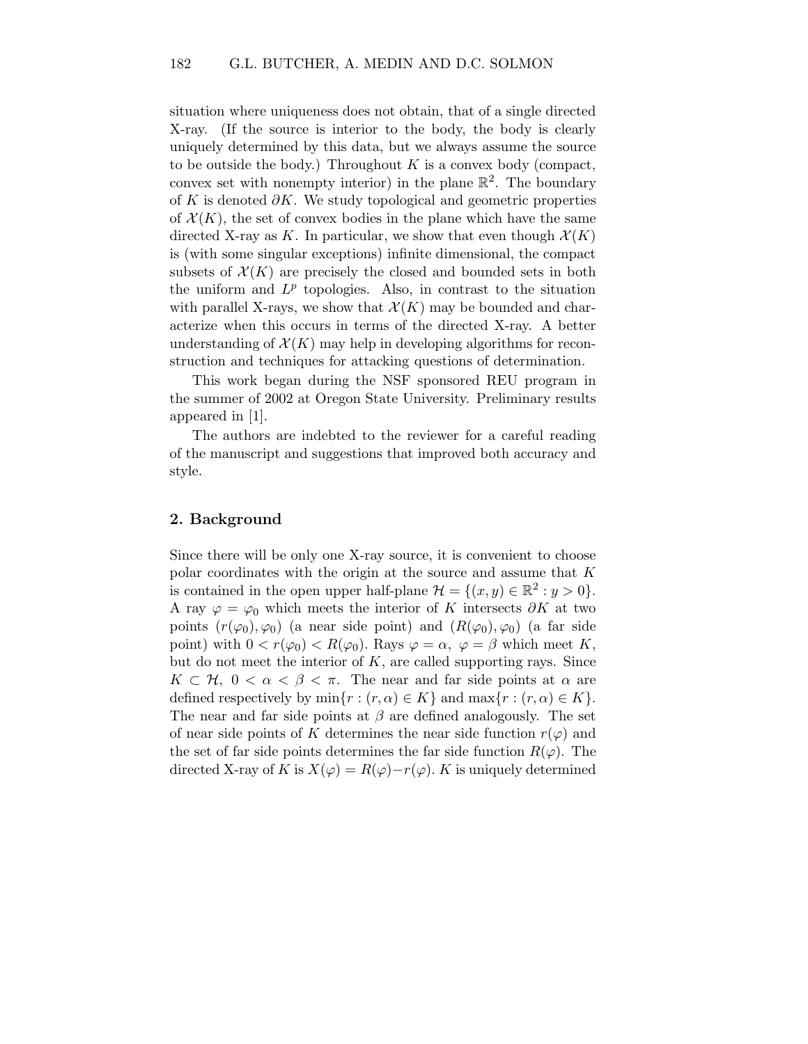situation where uniqueness does not obtain, that of a single directed X-ray. (If the source is interior to the body, the body is clearly uniquely determined by this data, but we always assume the source to be outside the body.) Throughout $K$ is a convex body (compact, convex set with nonempty interior) in the plane $\mathbb{R}^2$. The boundary of $K$ is denoted $\partial K$. We study topological and geometric properties of $\mathcal{X}(K)$, the set of convex bodies in the plane which have the same directed X-ray as $K$. In particular, we show that even though $\mathcal{X}(K)$ is (with some singular exceptions) infinite dimensional, the compact subsets of $\mathcal{X}(K)$ are precisely the closed and bounded sets in both the uniform and $L^p$ topologies. Also, in contrast to the situation with parallel X-rays, we show that $\mathcal{X}(K)$ may be bounded and characterize when this occurs in terms of the directed X-ray. A better understanding of $\mathcal{X}(K)$ may help in developing algorithms for reconstruction and techniques for attacking questions of determination.

This work began during the NSF sponsored REU program in the summer of 2002 at Oregon State University. Preliminary results appeared in [1].

The authors are indebted to the reviewer for a careful reading of the manuscript and suggestions that improved both accuracy and style.

## 2. Background

Since there will be only one X-ray source, it is convenient to choose polar coordinates with the origin at the source and assume that $K$ is contained in the open upper half-plane $\mathcal{H} = \{(x, y) \in \mathbb{R}^2 : y > 0\}$. A ray $\varphi = \varphi_0$ which meets the interior of $K$ intersects $\partial K$ at two points $(r(\varphi_0), \varphi_0)$ (a near side point) and $(R(\varphi_0), \varphi_0)$ (a far side point) with $0 < r(\varphi_0) < R(\varphi_0)$. Rays $\varphi = \alpha,\ \varphi = \beta$ which meet $K$, but do not meet the interior of $K$, are called supporting rays. Since $K \subset \mathcal{H},\ 0 < \alpha < \beta < \pi$. The near and far side points at $\alpha$ are defined respectively by $\min\{r : (r, \alpha) \in K\}$ and $\max\{r : (r, \alpha) \in K\}$. The near and far side points at $\beta$ are defined analogously. The set of near side points of $K$ determines the near side function $r(\varphi)$ and the set of far side points determines the far side function $R(\varphi)$. The directed X-ray of $K$ is $X(\varphi) = R(\varphi) - r(\varphi)$. $K$ is uniquely determined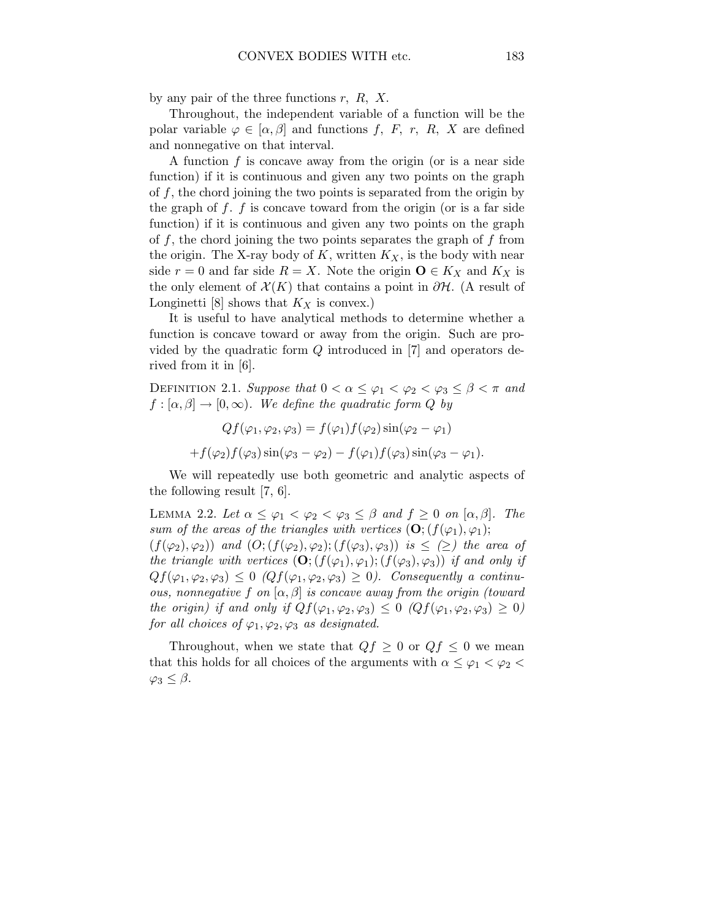by any pair of the three functions $r$, $R$, $X$.

Throughout, the independent variable of a function will be the polar variable $\varphi \in [\alpha, \beta]$ and functions $f$, $F$, $r$, $R$, $X$ are defined and nonnegative on that interval.

A function $f$ is concave away from the origin (or is a near side function) if it is continuous and given any two points on the graph of $f$, the chord joining the two points is separated from the origin by the graph of $f$. $f$ is concave toward from the origin (or is a far side function) if it is continuous and given any two points on the graph of $f$, the chord joining the two points separates the graph of $f$ from the origin. The X-ray body of $K$, written $K_X$, is the body with near side $r = 0$ and far side $R = X$. Note the origin $\mathbf{O} \in K_X$ and $K_X$ is the only element of $\mathcal{X}(K)$ that contains a point in $\partial\mathcal{H}$. (A result of Longinetti [8] shows that $K_X$ is convex.)

It is useful to have analytical methods to determine whether a function is concave toward or away from the origin. Such are provided by the quadratic form $Q$ introduced in [7] and operators derived from it in [6].

Definition 2.1. *Suppose that $0 < \alpha \leq \varphi_1 < \varphi_2 < \varphi_3 \leq \beta < \pi$ and $f : [\alpha, \beta] \to [0, \infty)$. We define the quadratic form $Q$ by*

$$Qf(\varphi_1, \varphi_2, \varphi_3) = f(\varphi_1)f(\varphi_2)\sin(\varphi_2 - \varphi_1)$$

$$+f(\varphi_2)f(\varphi_3)\sin(\varphi_3 - \varphi_2) - f(\varphi_1)f(\varphi_3)\sin(\varphi_3 - \varphi_1).$$

We will repeatedly use both geometric and analytic aspects of the following result [7, 6].

Lemma 2.2. *Let $\alpha \leq \varphi_1 < \varphi_2 < \varphi_3 \leq \beta$ and $f \geq 0$ on $[\alpha, \beta]$. The sum of the areas of the triangles with vertices $(\mathbf{O}; (f(\varphi_1), \varphi_1);$ $(f(\varphi_2), \varphi_2))$ and $(O; (f(\varphi_2), \varphi_2); (f(\varphi_3), \varphi_3))$ is $\leq$ ($\geq$) the area of the triangle with vertices $(\mathbf{O}; (f(\varphi_1), \varphi_1); (f(\varphi_3), \varphi_3))$ if and only if $Qf(\varphi_1, \varphi_2, \varphi_3) \leq 0$ ($Qf(\varphi_1, \varphi_2, \varphi_3) \geq 0$). Consequently a continuous, nonnegative $f$ on $[\alpha, \beta]$ is concave away from the origin (toward the origin) if and only if $Qf(\varphi_1, \varphi_2, \varphi_3) \leq 0$ ($Qf(\varphi_1, \varphi_2, \varphi_3) \geq 0$) for all choices of $\varphi_1, \varphi_2, \varphi_3$ as designated.*

Throughout, when we state that $Qf \geq 0$ or $Qf \leq 0$ we mean that this holds for all choices of the arguments with $\alpha \leq \varphi_1 < \varphi_2 < \varphi_3 \leq \beta$.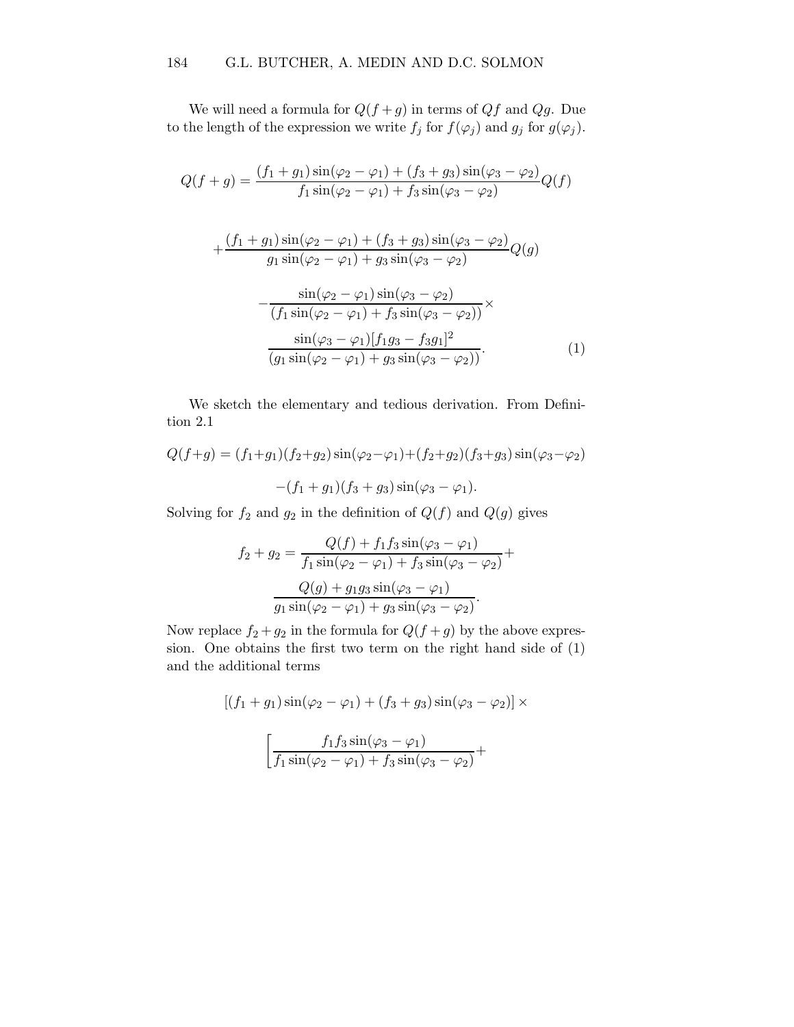We will need a formula for $Q(f+g)$ in terms of $Qf$ and $Qg$. Due to the length of the expression we write $f_j$ for $f(\varphi_j)$ and $g_j$ for $g(\varphi_j)$.

$$
\begin{aligned}
Q(f+g) &= \frac{(f_1+g_1)\sin(\varphi_2-\varphi_1)+(f_3+g_3)\sin(\varphi_3-\varphi_2)}{f_1\sin(\varphi_2-\varphi_1)+f_3\sin(\varphi_3-\varphi_2)}Q(f) \\
&+\frac{(f_1+g_1)\sin(\varphi_2-\varphi_1)+(f_3+g_3)\sin(\varphi_3-\varphi_2)}{g_1\sin(\varphi_2-\varphi_1)+g_3\sin(\varphi_3-\varphi_2)}Q(g) \\
&-\frac{\sin(\varphi_2-\varphi_1)\sin(\varphi_3-\varphi_2)}{(f_1\sin(\varphi_2-\varphi_1)+f_3\sin(\varphi_3-\varphi_2))}\times \\
&\quad \frac{\sin(\varphi_3-\varphi_1)[f_1g_3-f_3g_1]^2}{(g_1\sin(\varphi_2-\varphi_1)+g_3\sin(\varphi_3-\varphi_2))}. \qquad (1)
\end{aligned}
$$

We sketch the elementary and tedious derivation. From Definition 2.1

$$
\begin{aligned}
Q(f+g) &= (f_1+g_1)(f_2+g_2)\sin(\varphi_2-\varphi_1)+(f_2+g_2)(f_3+g_3)\sin(\varphi_3-\varphi_2) \\
&\quad -(f_1+g_1)(f_3+g_3)\sin(\varphi_3-\varphi_1).
\end{aligned}
$$

Solving for $f_2$ and $g_2$ in the definition of $Q(f)$ and $Q(g)$ gives

$$
\begin{aligned}
f_2+g_2 &= \frac{Q(f)+f_1f_3\sin(\varphi_3-\varphi_1)}{f_1\sin(\varphi_2-\varphi_1)+f_3\sin(\varphi_3-\varphi_2)}+ \\
&\quad \frac{Q(g)+g_1g_3\sin(\varphi_3-\varphi_1)}{g_1\sin(\varphi_2-\varphi_1)+g_3\sin(\varphi_3-\varphi_2)}.
\end{aligned}
$$

Now replace $f_2+g_2$ in the formula for $Q(f+g)$ by the above expression. One obtains the first two term on the right hand side of (1) and the additional terms

$$
\begin{aligned}
&[(f_1+g_1)\sin(\varphi_2-\varphi_1)+(f_3+g_3)\sin(\varphi_3-\varphi_2)]\times \\
&\left[\frac{f_1f_3\sin(\varphi_3-\varphi_1)}{f_1\sin(\varphi_2-\varphi_1)+f_3\sin(\varphi_3-\varphi_2)}+\right.
\end{aligned}
$$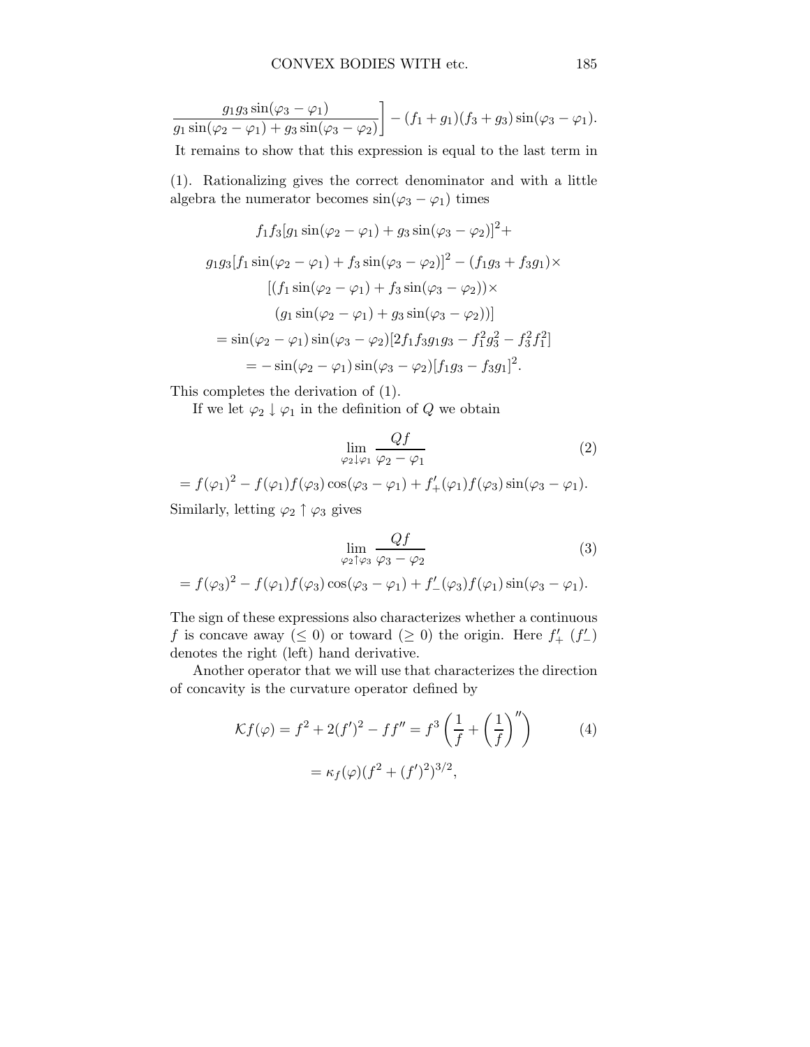$$\left.\frac{g_1 g_3 \sin(\varphi_3 - \varphi_1)}{g_1 \sin(\varphi_2 - \varphi_1) + g_3 \sin(\varphi_3 - \varphi_2)}\right] - (f_1 + g_1)(f_3 + g_3)\sin(\varphi_3 - \varphi_1).$$

It remains to show that this expression is equal to the last term in (1). Rationalizing gives the correct denominator and with a little algebra the numerator becomes $\sin(\varphi_3 - \varphi_1)$ times

$$\begin{gathered}
f_1 f_3 [g_1 \sin(\varphi_2 - \varphi_1) + g_3 \sin(\varphi_3 - \varphi_2)]^2 + \\
g_1 g_3 [f_1 \sin(\varphi_2 - \varphi_1) + f_3 \sin(\varphi_3 - \varphi_2)]^2 - (f_1 g_3 + f_3 g_1) \times \\
[(f_1 \sin(\varphi_2 - \varphi_1) + f_3 \sin(\varphi_3 - \varphi_2)) \times \\
(g_1 \sin(\varphi_2 - \varphi_1) + g_3 \sin(\varphi_3 - \varphi_2))] \\
= \sin(\varphi_2 - \varphi_1)\sin(\varphi_3 - \varphi_2)[2 f_1 f_3 g_1 g_3 - f_1^2 g_3^2 - f_3^2 f_1^2] \\
= -\sin(\varphi_2 - \varphi_1)\sin(\varphi_3 - \varphi_2)[f_1 g_3 - f_3 g_1]^2.
\end{gathered}$$

This completes the derivation of (1).

If we let $\varphi_2 \downarrow \varphi_1$ in the definition of $Q$ we obtain

$$\lim_{\varphi_2 \downarrow \varphi_1} \frac{Qf}{\varphi_2 - \varphi_1} \tag{2}$$

$$= f(\varphi_1)^2 - f(\varphi_1) f(\varphi_3)\cos(\varphi_3 - \varphi_1) + f'_+(\varphi_1) f(\varphi_3)\sin(\varphi_3 - \varphi_1).$$

Similarly, letting $\varphi_2 \uparrow \varphi_3$ gives

$$\lim_{\varphi_2 \uparrow \varphi_3} \frac{Qf}{\varphi_3 - \varphi_2} \tag{3}$$

$$= f(\varphi_3)^2 - f(\varphi_1) f(\varphi_3)\cos(\varphi_3 - \varphi_1) + f'_-(\varphi_3) f(\varphi_1)\sin(\varphi_3 - \varphi_1).$$

The sign of these expressions also characterizes whether a continuous $f$ is concave away ($\leq 0$) or toward ($\geq 0$) the origin. Here $f'_+$ ($f'_-$) denotes the right (left) hand derivative.

Another operator that we will use that characterizes the direction of concavity is the curvature operator defined by

$$\mathcal{K}f(\varphi) = f^2 + 2(f')^2 - f f'' = f^3 \left(\frac{1}{f} + \left(\frac{1}{f}\right)''\right) \tag{4}$$

$$= \kappa_f(\varphi)(f^2 + (f')^2)^{3/2},$$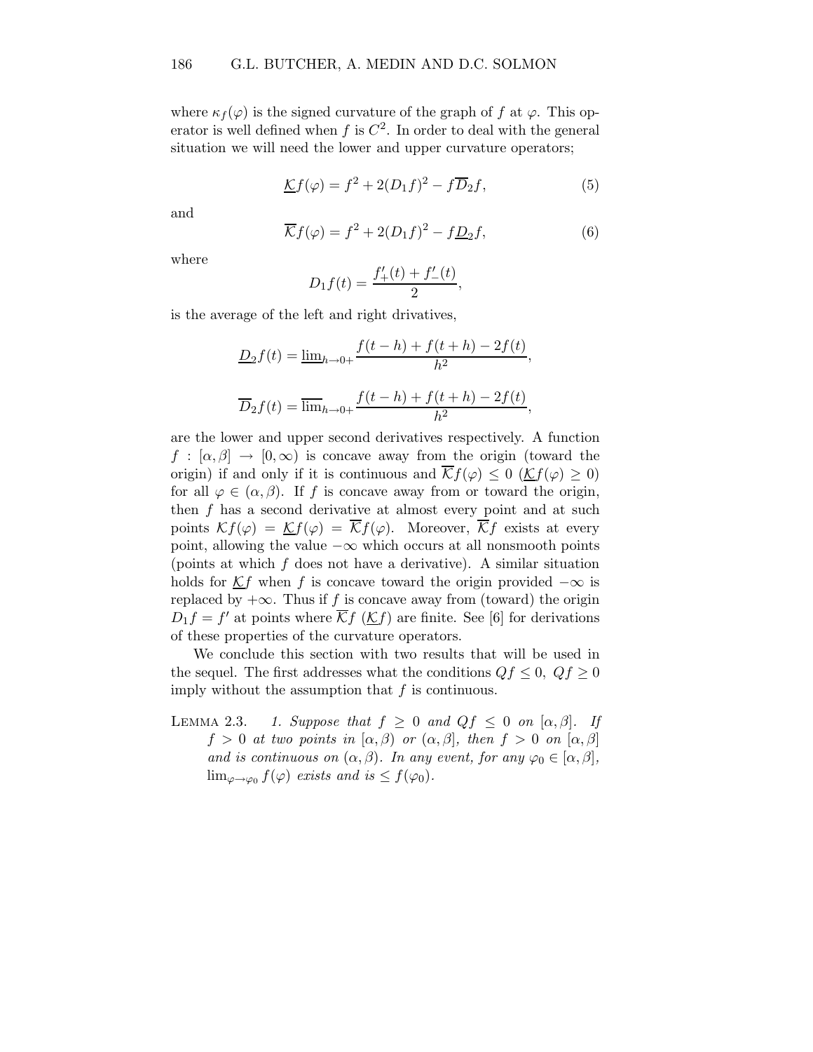where $\kappa_f(\varphi)$ is the signed curvature of the graph of $f$ at $\varphi$. This operator is well defined when $f$ is $C^2$. In order to deal with the general situation we will need the lower and upper curvature operators;

$$\underline{\mathcal{K}}f(\varphi) = f^2 + 2(D_1 f)^2 - f\overline{D}_2 f, \tag{5}$$

and

$$\overline{\mathcal{K}}f(\varphi) = f^2 + 2(D_1 f)^2 - f\underline{D}_2 f, \tag{6}$$

where

$$D_1 f(t) = \frac{f'_+(t) + f'_-(t)}{2},$$

is the average of the left and right drivatives,

$$\underline{D}_2 f(t) = \underline{\lim}_{h\to 0+} \frac{f(t-h) + f(t+h) - 2f(t)}{h^2},$$

$$\overline{D}_2 f(t) = \overline{\lim}_{h\to 0+} \frac{f(t-h) + f(t+h) - 2f(t)}{h^2},$$

are the lower and upper second derivatives respectively. A function $f : [\alpha, \beta] \to [0, \infty)$ is concave away from the origin (toward the origin) if and only if it is continuous and $\overline{\mathcal{K}}f(\varphi) \leq 0$ ($\underline{\mathcal{K}}f(\varphi) \geq 0$) for all $\varphi \in (\alpha, \beta)$. If $f$ is concave away from or toward the origin, then $f$ has a second derivative at almost every point and at such points $\mathcal{K}f(\varphi) = \underline{\mathcal{K}}f(\varphi) = \overline{\mathcal{K}}f(\varphi)$. Moreover, $\overline{\mathcal{K}}f$ exists at every point, allowing the value $-\infty$ which occurs at all nonsmooth points (points at which $f$ does not have a derivative). A similar situation holds for $\underline{\mathcal{K}}f$ when $f$ is concave toward the origin provided $-\infty$ is replaced by $+\infty$. Thus if $f$ is concave away from (toward) the origin $D_1 f = f'$ at points where $\overline{\mathcal{K}}f$ ($\underline{\mathcal{K}}f$) are finite. See [6] for derivations of these properties of the curvature operators.

We conclude this section with two results that will be used in the sequel. The first addresses what the conditions $Qf \leq 0$, $Qf \geq 0$ imply without the assumption that $f$ is continuous.

LEMMA 2.3. *1. Suppose that $f \geq 0$ and $Qf \leq 0$ on $[\alpha, \beta]$. If $f > 0$ at two points in $[\alpha, \beta)$ or $(\alpha, \beta]$, then $f > 0$ on $[\alpha, \beta]$ and is continuous on $(\alpha, \beta)$. In any event, for any $\varphi_0 \in [\alpha, \beta]$, $\lim_{\varphi\to\varphi_0} f(\varphi)$ exists and is $\leq f(\varphi_0)$.*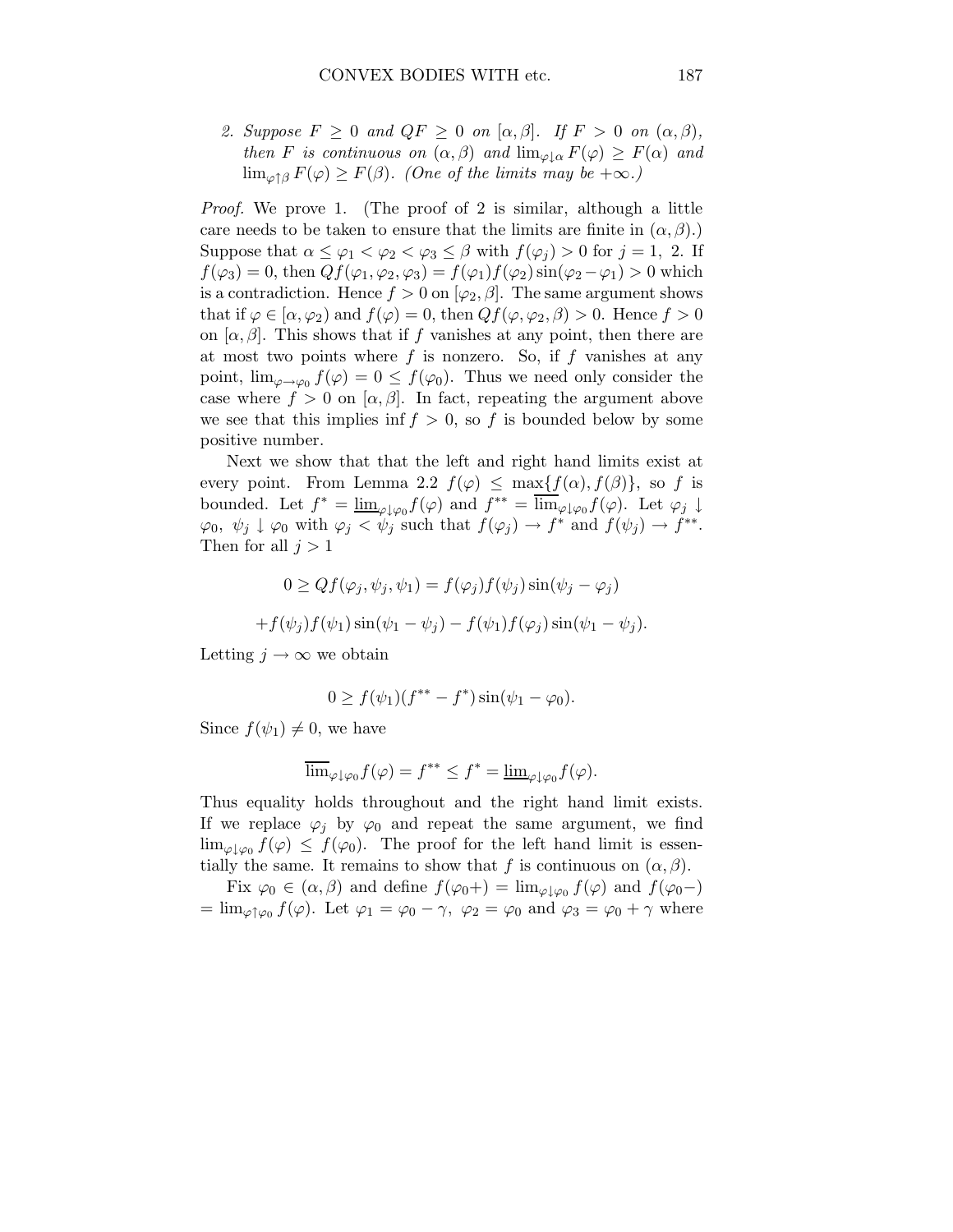2. *Suppose $F \geq 0$ and $QF \geq 0$ on $[\alpha, \beta]$. If $F > 0$ on $(\alpha, \beta)$, then $F$ is continuous on $(\alpha, \beta)$ and $\lim_{\varphi \downarrow \alpha} F(\varphi) \geq F(\alpha)$ and $\lim_{\varphi \uparrow \beta} F(\varphi) \geq F(\beta)$. (One of the limits may be $+\infty$.)*

*Proof.* We prove 1. (The proof of 2 is similar, although a little care needs to be taken to ensure that the limits are finite in $(\alpha, \beta)$.) Suppose that $\alpha \leq \varphi_1 < \varphi_2 < \varphi_3 \leq \beta$ with $f(\varphi_j) > 0$ for $j = 1,\ 2$. If $f(\varphi_3) = 0$, then $Qf(\varphi_1, \varphi_2, \varphi_3) = f(\varphi_1)f(\varphi_2)\sin(\varphi_2 - \varphi_1) > 0$ which is a contradiction. Hence $f > 0$ on $[\varphi_2, \beta]$. The same argument shows that if $\varphi \in [\alpha, \varphi_2)$ and $f(\varphi) = 0$, then $Qf(\varphi, \varphi_2, \beta) > 0$. Hence $f > 0$ on $[\alpha, \beta]$. This shows that if $f$ vanishes at any point, then there are at most two points where $f$ is nonzero. So, if $f$ vanishes at any point, $\lim_{\varphi \to \varphi_0} f(\varphi) = 0 \leq f(\varphi_0)$. Thus we need only consider the case where $f > 0$ on $[\alpha, \beta]$. In fact, repeating the argument above we see that this implies $\inf f > 0$, so $f$ is bounded below by some positive number.

Next we show that that the left and right hand limits exist at every point. From Lemma 2.2 $f(\varphi) \leq \max\{f(\alpha), f(\beta)\}$, so $f$ is bounded. Let $f^* = \underline{\lim}_{\varphi \downarrow \varphi_0} f(\varphi)$ and $f^{**} = \overline{\lim}_{\varphi \downarrow \varphi_0} f(\varphi)$. Let $\varphi_j \downarrow \varphi_0$, $\psi_j \downarrow \varphi_0$ with $\varphi_j < \psi_j$ such that $f(\varphi_j) \to f^*$ and $f(\psi_j) \to f^{**}$. Then for all $j > 1$

$$0 \geq Qf(\varphi_j, \psi_j, \psi_1) = f(\varphi_j)f(\psi_j)\sin(\psi_j - \varphi_j)$$

$$+ f(\psi_j)f(\psi_1)\sin(\psi_1 - \psi_j) - f(\psi_1)f(\varphi_j)\sin(\psi_1 - \psi_j).$$

Letting $j \to \infty$ we obtain

$$0 \geq f(\psi_1)(f^{**} - f^*)\sin(\psi_1 - \varphi_0).$$

Since $f(\psi_1) \neq 0$, we have

$$\overline{\lim}_{\varphi \downarrow \varphi_0} f(\varphi) = f^{**} \leq f^* = \underline{\lim}_{\varphi \downarrow \varphi_0} f(\varphi).$$

Thus equality holds throughout and the right hand limit exists. If we replace $\varphi_j$ by $\varphi_0$ and repeat the same argument, we find $\lim_{\varphi \downarrow \varphi_0} f(\varphi) \leq f(\varphi_0)$. The proof for the left hand limit is essentially the same. It remains to show that $f$ is continuous on $(\alpha, \beta)$.

Fix $\varphi_0 \in (\alpha, \beta)$ and define $f(\varphi_0+) = \lim_{\varphi \downarrow \varphi_0} f(\varphi)$ and $f(\varphi_0-) = \lim_{\varphi \uparrow \varphi_0} f(\varphi)$. Let $\varphi_1 = \varphi_0 - \gamma$, $\varphi_2 = \varphi_0$ and $\varphi_3 = \varphi_0 + \gamma$ where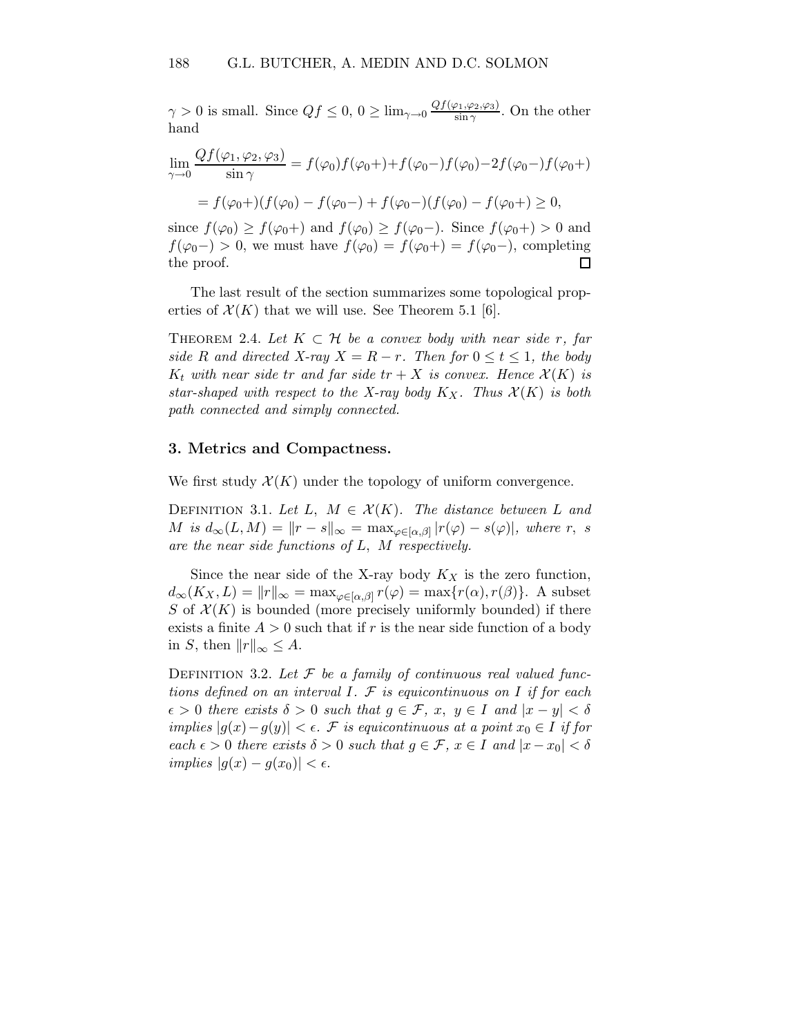$\gamma > 0$ is small. Since $Qf \leq 0$, $0 \geq \lim_{\gamma \to 0} \frac{Qf(\varphi_1, \varphi_2, \varphi_3)}{\sin \gamma}$. On the other hand

$$\lim_{\gamma \to 0} \frac{Qf(\varphi_1, \varphi_2, \varphi_3)}{\sin \gamma} = f(\varphi_0)f(\varphi_0+) + f(\varphi_0-)f(\varphi_0) - 2f(\varphi_0-)f(\varphi_0+)$$

$$= f(\varphi_0+)(f(\varphi_0) - f(\varphi_0-) + f(\varphi_0-)(f(\varphi_0) - f(\varphi_0+) \geq 0,$$

since $f(\varphi_0) \geq f(\varphi_0+)$ and $f(\varphi_0) \geq f(\varphi_0-)$. Since $f(\varphi_0+) > 0$ and $f(\varphi_0-) > 0$, we must have $f(\varphi_0) = f(\varphi_0+) = f(\varphi_0-)$, completing the proof. $\square$

The last result of the section summarizes some topological properties of $\mathcal{X}(K)$ that we will use. See Theorem 5.1 [6].

Theorem 2.4. *Let $K \subset \mathcal{H}$ be a convex body with near side $r$, far side $R$ and directed X-ray $X = R - r$. Then for $0 \leq t \leq 1$, the body $K_t$ with near side $tr$ and far side $tr + X$ is convex. Hence $\mathcal{X}(K)$ is star-shaped with respect to the X-ray body $K_X$. Thus $\mathcal{X}(K)$ is both path connected and simply connected.*

## 3. Metrics and Compactness.

We first study $\mathcal{X}(K)$ under the topology of uniform convergence.

Definition 3.1. *Let $L,\ M \in \mathcal{X}(K)$. The distance between $L$ and $M$ is $d_\infty(L, M) = \|r - s\|_\infty = \max_{\varphi \in [\alpha, \beta]} |r(\varphi) - s(\varphi)|$, where $r,\ s$ are the near side functions of $L,\ M$ respectively.*

Since the near side of the X-ray body $K_X$ is the zero function, $d_\infty(K_X, L) = \|r\|_\infty = \max_{\varphi \in [\alpha, \beta]} r(\varphi) = \max\{r(\alpha), r(\beta)\}$. A subset $S$ of $\mathcal{X}(K)$ is bounded (more precisely uniformly bounded) if there exists a finite $A > 0$ such that if $r$ is the near side function of a body in $S$, then $\|r\|_\infty \leq A$.

Definition 3.2. *Let $\mathcal{F}$ be a family of continuous real valued functions defined on an interval $I$. $\mathcal{F}$ is equicontinuous on $I$ if for each $\epsilon > 0$ there exists $\delta > 0$ such that $g \in \mathcal{F}$, $x,\ y \in I$ and $|x - y| < \delta$ implies $|g(x) - g(y)| < \epsilon$. $\mathcal{F}$ is equicontinuous at a point $x_0 \in I$ if for each $\epsilon > 0$ there exists $\delta > 0$ such that $g \in \mathcal{F}$, $x \in I$ and $|x - x_0| < \delta$ implies $|g(x) - g(x_0)| < \epsilon$.*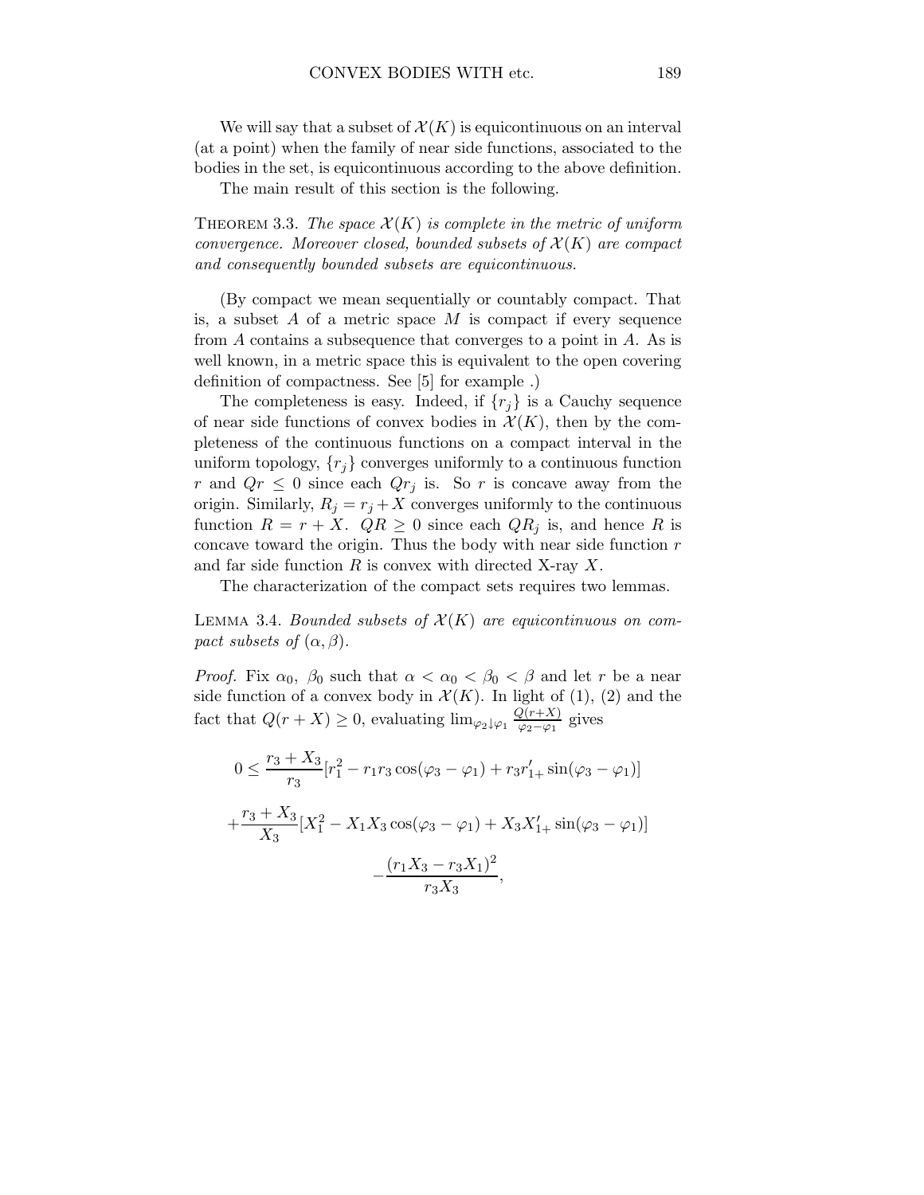We will say that a subset of $\mathcal{X}(K)$ is equicontinuous on an interval (at a point) when the family of near side functions, associated to the bodies in the set, is equicontinuous according to the above definition.

The main result of this section is the following.

Theorem 3.3. *The space $\mathcal{X}(K)$ is complete in the metric of uniform convergence. Moreover closed, bounded subsets of $\mathcal{X}(K)$ are compact and consequently bounded subsets are equicontinuous.*

(By compact we mean sequentially or countably compact. That is, a subset $A$ of a metric space $M$ is compact if every sequence from $A$ contains a subsequence that converges to a point in $A$. As is well known, in a metric space this is equivalent to the open covering definition of compactness. See [5] for example .)

The completeness is easy. Indeed, if $\{r_j\}$ is a Cauchy sequence of near side functions of convex bodies in $\mathcal{X}(K)$, then by the completeness of the continuous functions on a compact interval in the uniform topology, $\{r_j\}$ converges uniformly to a continuous function $r$ and $Qr \leq 0$ since each $Qr_j$ is. So $r$ is concave away from the origin. Similarly, $R_j = r_j + X$ converges uniformly to the continuous function $R = r + X$. $QR \geq 0$ since each $QR_j$ is, and hence $R$ is concave toward the origin. Thus the body with near side function $r$ and far side function $R$ is convex with directed X-ray $X$.

The characterization of the compact sets requires two lemmas.

Lemma 3.4. *Bounded subsets of $\mathcal{X}(K)$ are equicontinuous on compact subsets of $(\alpha, \beta)$.*

*Proof.* Fix $\alpha_0$, $\beta_0$ such that $\alpha < \alpha_0 < \beta_0 < \beta$ and let $r$ be a near side function of a convex body in $\mathcal{X}(K)$. In light of (1), (2) and the fact that $Q(r+X) \geq 0$, evaluating $\lim_{\varphi_2 \downarrow \varphi_1} \frac{Q(r+X)}{\varphi_2 - \varphi_1}$ gives

$$0 \leq \frac{r_3 + X_3}{r_3}[r_1^2 - r_1 r_3 \cos(\varphi_3 - \varphi_1) + r_3 r'_{1+} \sin(\varphi_3 - \varphi_1)]$$

$$+ \frac{r_3 + X_3}{X_3}[X_1^2 - X_1 X_3 \cos(\varphi_3 - \varphi_1) + X_3 X'_{1+} \sin(\varphi_3 - \varphi_1)]$$

$$- \frac{(r_1 X_3 - r_3 X_1)^2}{r_3 X_3},$$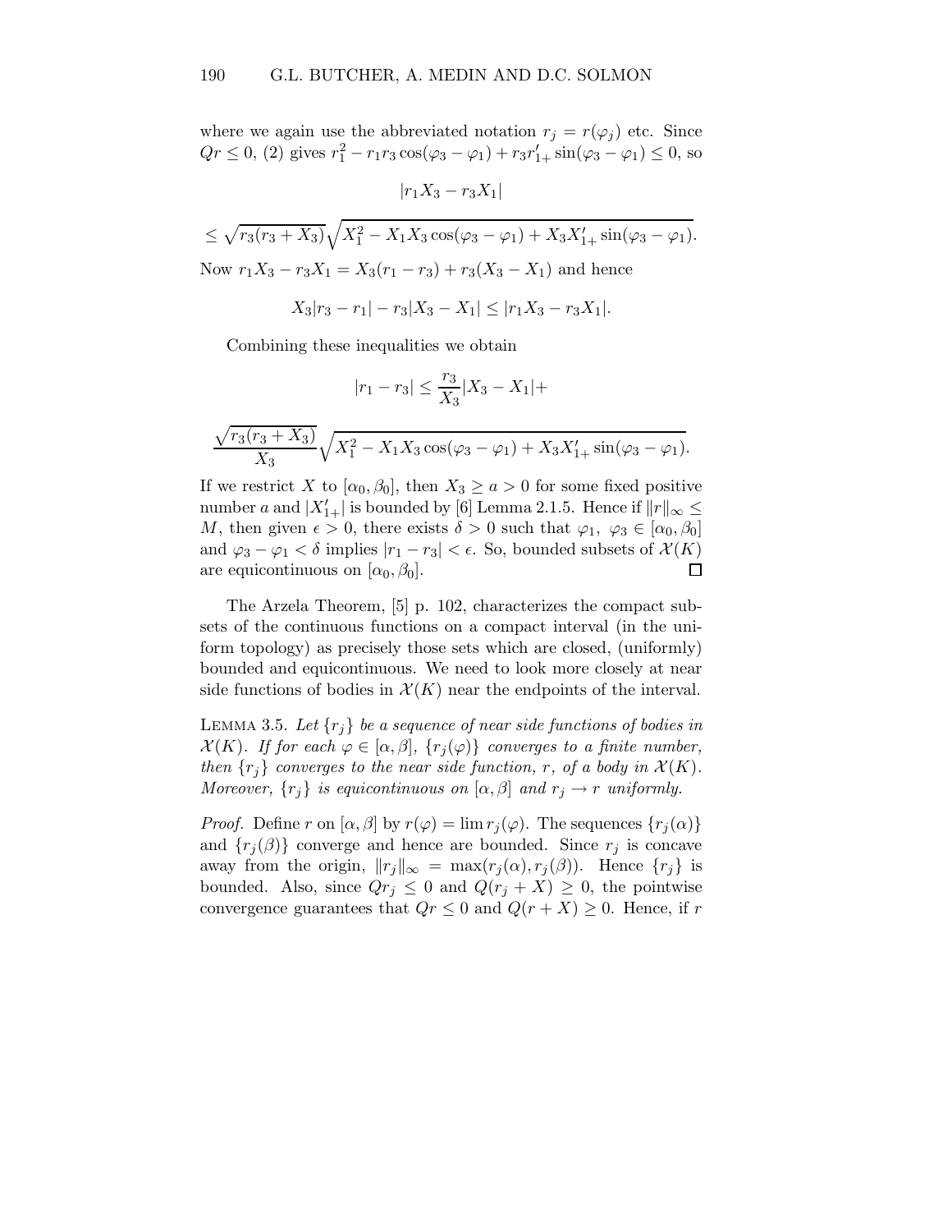where we again use the abbreviated notation $r_j = r(\varphi_j)$ etc. Since $Qr \leq 0$, (2) gives $r_1^2 - r_1 r_3 \cos(\varphi_3 - \varphi_1) + r_3 r'_{1+} \sin(\varphi_3 - \varphi_1) \leq 0$, so

$$|r_1 X_3 - r_3 X_1|$$

$$\leq \sqrt{r_3(r_3 + X_3)} \sqrt{X_1^2 - X_1 X_3 \cos(\varphi_3 - \varphi_1) + X_3 X'_{1+} \sin(\varphi_3 - \varphi_1)}.$$

Now $r_1 X_3 - r_3 X_1 = X_3(r_1 - r_3) + r_3(X_3 - X_1)$ and hence

$$X_3|r_3 - r_1| - r_3|X_3 - X_1| \leq |r_1 X_3 - r_3 X_1|.$$

Combining these inequalities we obtain

$$|r_1 - r_3| \leq \frac{r_3}{X_3}|X_3 - X_1| +$$

$$\frac{\sqrt{r_3(r_3 + X_3)}}{X_3} \sqrt{X_1^2 - X_1 X_3 \cos(\varphi_3 - \varphi_1) + X_3 X'_{1+} \sin(\varphi_3 - \varphi_1)}.$$

If we restrict $X$ to $[\alpha_0, \beta_0]$, then $X_3 \geq a > 0$ for some fixed positive number $a$ and $|X'_{1+}|$ is bounded by [6] Lemma 2.1.5. Hence if $\|r\|_\infty \leq M$, then given $\epsilon > 0$, there exists $\delta > 0$ such that $\varphi_1, \varphi_3 \in [\alpha_0, \beta_0]$ and $\varphi_3 - \varphi_1 < \delta$ implies $|r_1 - r_3| < \epsilon$. So, bounded subsets of $\mathcal{X}(K)$ are equicontinuous on $[\alpha_0, \beta_0]$. □

The Arzela Theorem, [5] p. 102, characterizes the compact subsets of the continuous functions on a compact interval (in the uniform topology) as precisely those sets which are closed, (uniformly) bounded and equicontinuous. We need to look more closely at near side functions of bodies in $\mathcal{X}(K)$ near the endpoints of the interval.

**Lemma 3.5.** *Let $\{r_j\}$ be a sequence of near side functions of bodies in $\mathcal{X}(K)$. If for each $\varphi \in [\alpha, \beta]$, $\{r_j(\varphi)\}$ converges to a finite number, then $\{r_j\}$ converges to the near side function, $r$, of a body in $\mathcal{X}(K)$. Moreover, $\{r_j\}$ is equicontinuous on $[\alpha, \beta]$ and $r_j \to r$ uniformly.*

*Proof.* Define $r$ on $[\alpha, \beta]$ by $r(\varphi) = \lim r_j(\varphi)$. The sequences $\{r_j(\alpha)\}$ and $\{r_j(\beta)\}$ converge and hence are bounded. Since $r_j$ is concave away from the origin, $\|r_j\|_\infty = \max(r_j(\alpha), r_j(\beta))$. Hence $\{r_j\}$ is bounded. Also, since $Qr_j \leq 0$ and $Q(r_j + X) \geq 0$, the pointwise convergence guarantees that $Qr \leq 0$ and $Q(r + X) \geq 0$. Hence, if $r$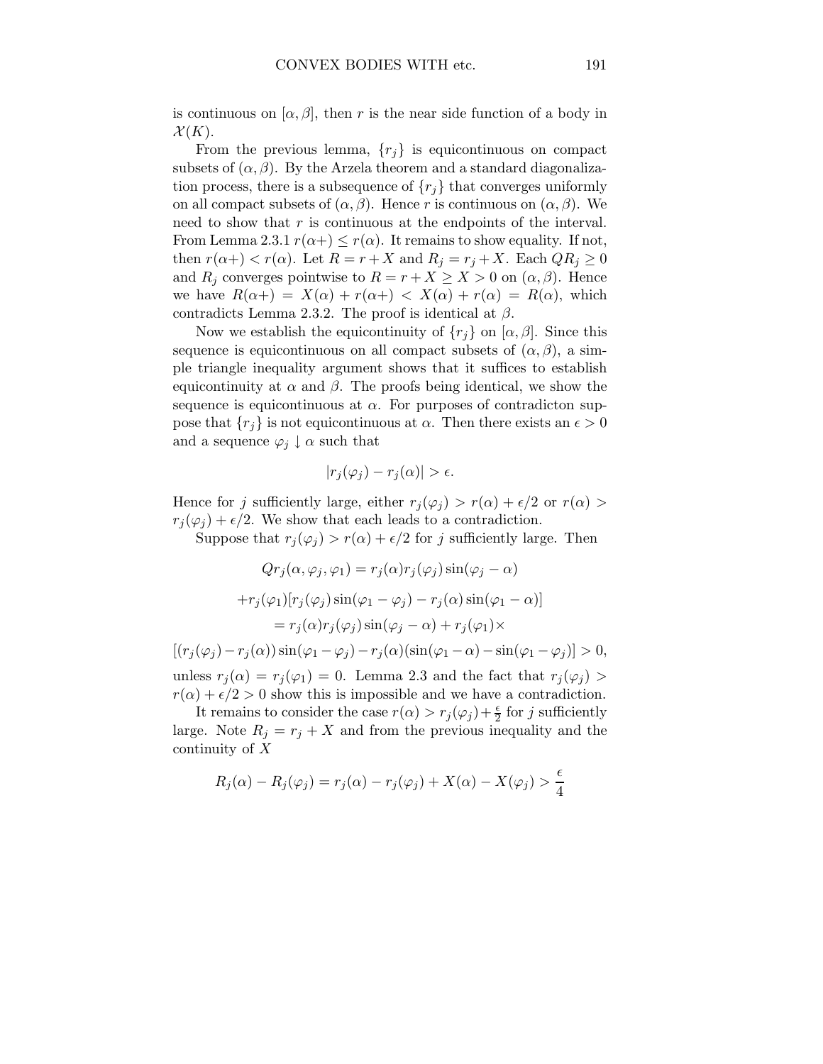is continuous on $[\alpha, \beta]$, then $r$ is the near side function of a body in $\mathcal{X}(K)$.

From the previous lemma, $\{r_j\}$ is equicontinuous on compact subsets of $(\alpha, \beta)$. By the Arzela theorem and a standard diagonalization process, there is a subsequence of $\{r_j\}$ that converges uniformly on all compact subsets of $(\alpha, \beta)$. Hence $r$ is continuous on $(\alpha, \beta)$. We need to show that $r$ is continuous at the endpoints of the interval. From Lemma 2.3.1 $r(\alpha+) \leq r(\alpha)$. It remains to show equality. If not, then $r(\alpha+) < r(\alpha)$. Let $R = r + X$ and $R_j = r_j + X$. Each $QR_j \geq 0$ and $R_j$ converges pointwise to $R = r + X \geq X > 0$ on $(\alpha, \beta)$. Hence we have $R(\alpha+) = X(\alpha) + r(\alpha+) < X(\alpha) + r(\alpha) = R(\alpha)$, which contradicts Lemma 2.3.2. The proof is identical at $\beta$.

Now we establish the equicontinuity of $\{r_j\}$ on $[\alpha, \beta]$. Since this sequence is equicontinuous on all compact subsets of $(\alpha, \beta)$, a simple triangle inequality argument shows that it suffices to establish equicontinuity at $\alpha$ and $\beta$. The proofs being identical, we show the sequence is equicontinuous at $\alpha$. For purposes of contradicton suppose that $\{r_j\}$ is not equicontinuous at $\alpha$. Then there exists an $\epsilon > 0$ and a sequence $\varphi_j \downarrow \alpha$ such that

$$|r_j(\varphi_j) - r_j(\alpha)| > \epsilon.$$

Hence for $j$ sufficiently large, either $r_j(\varphi_j) > r(\alpha) + \epsilon/2$ or $r(\alpha) > r_j(\varphi_j) + \epsilon/2$. We show that each leads to a contradiction.

Suppose that $r_j(\varphi_j) > r(\alpha) + \epsilon/2$ for $j$ sufficiently large. Then

$$Qr_j(\alpha, \varphi_j, \varphi_1) = r_j(\alpha) r_j(\varphi_j) \sin(\varphi_j - \alpha)$$

$$+ r_j(\varphi_1)[r_j(\varphi_j)\sin(\varphi_1 - \varphi_j) - r_j(\alpha)\sin(\varphi_1 - \alpha)]$$

$$= r_j(\alpha) r_j(\varphi_j) \sin(\varphi_j - \alpha) + r_j(\varphi_1) \times$$

$$[(r_j(\varphi_j) - r_j(\alpha))\sin(\varphi_1 - \varphi_j) - r_j(\alpha)(\sin(\varphi_1 - \alpha) - \sin(\varphi_1 - \varphi_j)] > 0,$$

unless $r_j(\alpha) = r_j(\varphi_1) = 0$. Lemma 2.3 and the fact that $r_j(\varphi_j) > r(\alpha) + \epsilon/2 > 0$ show this is impossible and we have a contradiction.

It remains to consider the case $r(\alpha) > r_j(\varphi_j) + \frac{\epsilon}{2}$ for $j$ sufficiently large. Note $R_j = r_j + X$ and from the previous inequality and the continuity of $X$

$$R_j(\alpha) - R_j(\varphi_j) = r_j(\alpha) - r_j(\varphi_j) + X(\alpha) - X(\varphi_j) > \frac{\epsilon}{4}$$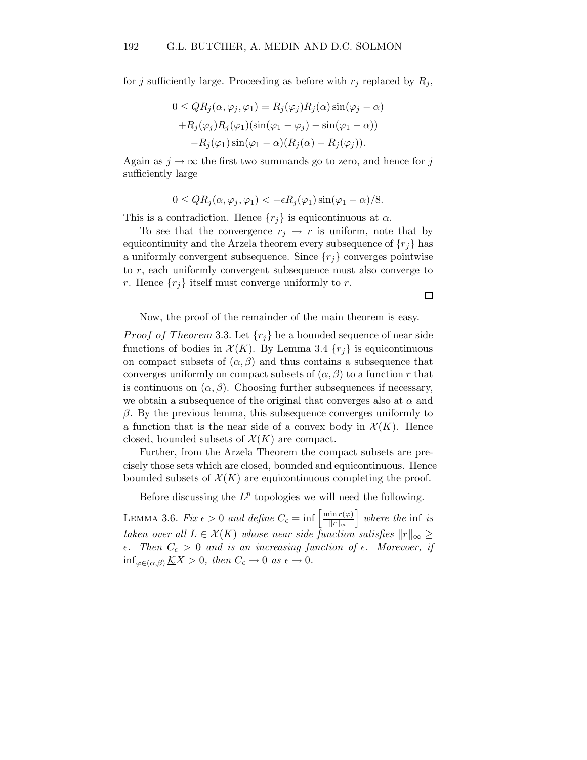for $j$ sufficiently large. Proceeding as before with $r_j$ replaced by $R_j$,

$$
\begin{aligned}
0 \leq QR_j(\alpha, \varphi_j, \varphi_1) &= R_j(\varphi_j)R_j(\alpha)\sin(\varphi_j - \alpha) \\
&+ R_j(\varphi_j)R_j(\varphi_1)(\sin(\varphi_1 - \varphi_j) - \sin(\varphi_1 - \alpha)) \\
&- R_j(\varphi_1)\sin(\varphi_1 - \alpha)(R_j(\alpha) - R_j(\varphi_j)).
\end{aligned}
$$

Again as $j \to \infty$ the first two summands go to zero, and hence for $j$ sufficiently large

$$
0 \leq QR_j(\alpha, \varphi_j, \varphi_1) < -\epsilon R_j(\varphi_1)\sin(\varphi_1 - \alpha)/8.
$$

This is a contradiction. Hence $\{r_j\}$ is equicontinuous at $\alpha$.

To see that the convergence $r_j \to r$ is uniform, note that by equicontinuity and the Arzela theorem every subsequence of $\{r_j\}$ has a uniformly convergent subsequence. Since $\{r_j\}$ converges pointwise to $r$, each uniformly convergent subsequence must also converge to $r$. Hence $\{r_j\}$ itself must converge uniformly to $r$.

□

Now, the proof of the remainder of the main theorem is easy.

*Proof of Theorem* 3.3. Let $\{r_j\}$ be a bounded sequence of near side functions of bodies in $\mathcal{X}(K)$. By Lemma 3.4 $\{r_j\}$ is equicontinuous on compact subsets of $(\alpha, \beta)$ and thus contains a subsequence that converges uniformly on compact subsets of $(\alpha, \beta)$ to a function $r$ that is continuous on $(\alpha, \beta)$. Choosing further subsequences if necessary, we obtain a subsequence of the original that converges also at $\alpha$ and $\beta$. By the previous lemma, this subsequence converges uniformly to a function that is the near side of a convex body in $\mathcal{X}(K)$. Hence closed, bounded subsets of $\mathcal{X}(K)$ are compact.

Further, from the Arzela Theorem the compact subsets are precisely those sets which are closed, bounded and equicontinuous. Hence bounded subsets of $\mathcal{X}(K)$ are equicontinuous completing the proof.

Before discussing the $L^p$ topologies we will need the following.

Lemma 3.6. *Fix $\epsilon > 0$ and define $C_\epsilon = \inf \left[\frac{\min r(\varphi)}{\|r\|_\infty}\right]$ where the* inf *is taken over all $L \in \mathcal{X}(K)$ whose near side function satisfies $\|r\|_\infty \geq \epsilon$. Then $C_\epsilon > 0$ and is an increasing function of $\epsilon$. Morevoer, if $\inf_{\varphi \in (\alpha,\beta)} \underline{K}X > 0$, then $C_\epsilon \to 0$ as $\epsilon \to 0$.*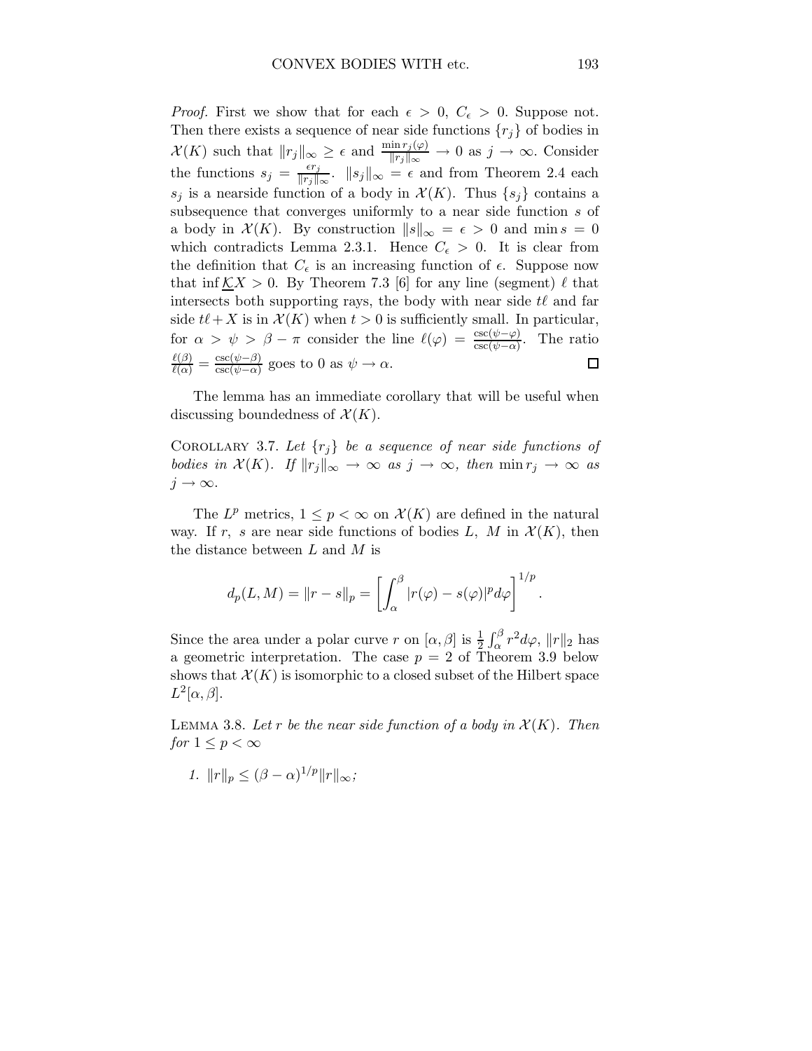*Proof.* First we show that for each $\epsilon > 0$, $C_\epsilon > 0$. Suppose not. Then there exists a sequence of near side functions $\{r_j\}$ of bodies in $\mathcal{X}(K)$ such that $\|r_j\|_\infty \geq \epsilon$ and $\frac{\min r_j(\varphi)}{\|r_j\|_\infty} \to 0$ as $j \to \infty$. Consider the functions $s_j = \frac{\epsilon r_j}{\|r_j\|_\infty}$. $\|s_j\|_\infty = \epsilon$ and from Theorem 2.4 each $s_j$ is a nearside function of a body in $\mathcal{X}(K)$. Thus $\{s_j\}$ contains a subsequence that converges uniformly to a near side function $s$ of a body in $\mathcal{X}(K)$. By construction $\|s\|_\infty = \epsilon > 0$ and $\min s = 0$ which contradicts Lemma 2.3.1. Hence $C_\epsilon > 0$. It is clear from the definition that $C_\epsilon$ is an increasing function of $\epsilon$. Suppose now that $\inf \underline{\mathcal{K}} X > 0$. By Theorem 7.3 [6] for any line (segment) $\ell$ that intersects both supporting rays, the body with near side $t\ell$ and far side $t\ell + X$ is in $\mathcal{X}(K)$ when $t > 0$ is sufficiently small. In particular, for $\alpha > \psi > \beta - \pi$ consider the line $\ell(\varphi) = \frac{\csc(\psi - \varphi)}{\csc(\psi - \alpha)}$. The ratio $\frac{\ell(\beta)}{\ell(\alpha)} = \frac{\csc(\psi - \beta)}{\csc(\psi - \alpha)}$ goes to 0 as $\psi \to \alpha$. $\square$

The lemma has an immediate corollary that will be useful when discussing boundedness of $\mathcal{X}(K)$.

Corollary 3.7. *Let $\{r_j\}$ be a sequence of near side functions of bodies in $\mathcal{X}(K)$. If $\|r_j\|_\infty \to \infty$ as $j \to \infty$, then $\min r_j \to \infty$ as $j \to \infty$.*

The $L^p$ metrics, $1 \leq p < \infty$ on $\mathcal{X}(K)$ are defined in the natural way. If $r$, $s$ are near side functions of bodies $L$, $M$ in $\mathcal{X}(K)$, then the distance between $L$ and $M$ is

$$d_p(L, M) = \|r - s\|_p = \left[ \int_\alpha^\beta |r(\varphi) - s(\varphi)|^p d\varphi \right]^{1/p}.$$

Since the area under a polar curve $r$ on $[\alpha, \beta]$ is $\frac{1}{2}\int_\alpha^\beta r^2 d\varphi$, $\|r\|_2$ has a geometric interpretation. The case $p = 2$ of Theorem 3.9 below shows that $\mathcal{X}(K)$ is isomorphic to a closed subset of the Hilbert space $L^2[\alpha, \beta]$.

Lemma 3.8. *Let $r$ be the near side function of a body in $\mathcal{X}(K)$. Then for $1 \leq p < \infty$*

1. $\|r\|_p \leq (\beta - \alpha)^{1/p} \|r\|_\infty$;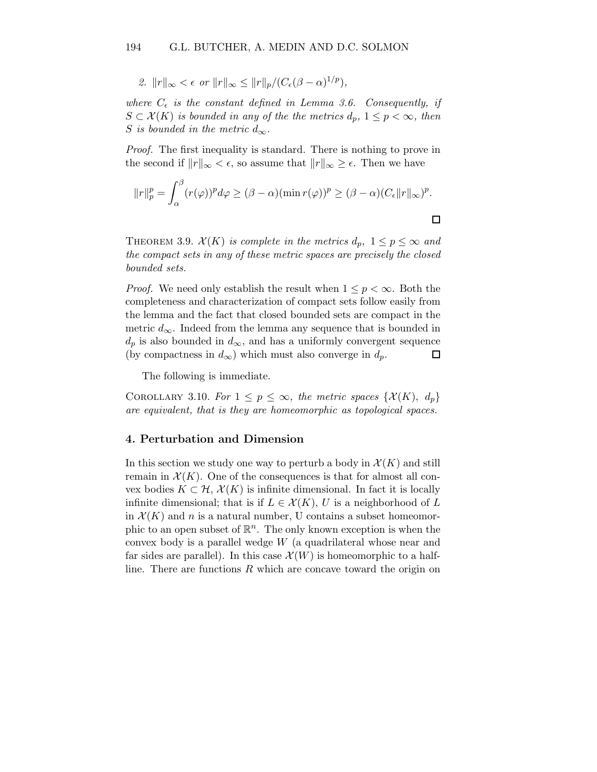*2.* $\|r\|_\infty < \epsilon$ *or* $\|r\|_\infty \leq \|r\|_p / (C_\epsilon (\beta - \alpha)^{1/p})$,

*where* $C_\epsilon$ *is the constant defined in Lemma 3.6. Consequently, if* $S \subset \mathcal{X}(K)$ *is bounded in any of the the metrics* $d_p$, $1 \leq p < \infty$, *then* $S$ *is bounded in the metric* $d_\infty$.

*Proof.* The first inequality is standard. There is nothing to prove in the second if $\|r\|_\infty < \epsilon$, so assume that $\|r\|_\infty \geq \epsilon$. Then we have

$$\|r\|_p^p = \int_\alpha^\beta (r(\varphi))^p d\varphi \geq (\beta - \alpha)(\min r(\varphi))^p \geq (\beta - \alpha)(C_\epsilon \|r\|_\infty)^p.$$

□

THEOREM 3.9. *$\mathcal{X}(K)$ is complete in the metrics $d_p$, $1 \leq p \leq \infty$ and the compact sets in any of these metric spaces are precisely the closed bounded sets.*

*Proof.* We need only establish the result when $1 \leq p < \infty$. Both the completeness and characterization of compact sets follow easily from the lemma and the fact that closed bounded sets are compact in the metric $d_\infty$. Indeed from the lemma any sequence that is bounded in $d_p$ is also bounded in $d_\infty$, and has a uniformly convergent sequence (by compactness in $d_\infty$) which must also converge in $d_p$. □

The following is immediate.

COROLLARY 3.10. *For $1 \leq p \leq \infty$, the metric spaces $\{\mathcal{X}(K), d_p\}$ are equivalent, that is they are homeomorphic as topological spaces.*

## 4. Perturbation and Dimension

In this section we study one way to perturb a body in $\mathcal{X}(K)$ and still remain in $\mathcal{X}(K)$. One of the consequences is that for almost all convex bodies $K \subset \mathcal{H}$, $\mathcal{X}(K)$ is infinite dimensional. In fact it is locally infinite dimensional; that is if $L \in \mathcal{X}(K)$, $U$ is a neighborhood of $L$ in $\mathcal{X}(K)$ and $n$ is a natural number, U contains a subset homeomorphic to an open subset of $\mathbb{R}^n$. The only known exception is when the convex body is a parallel wedge $W$ (a quadrilateral whose near and far sides are parallel). In this case $\mathcal{X}(W)$ is homeomorphic to a half-line. There are functions $R$ which are concave toward the origin on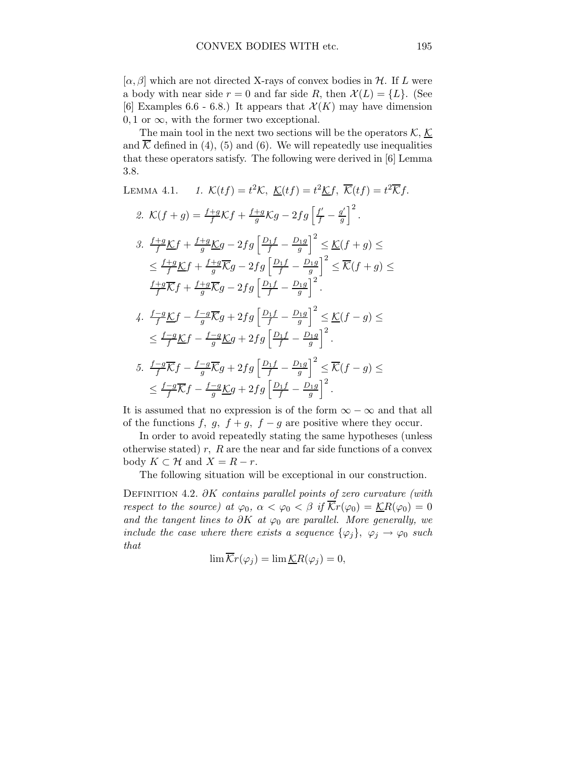$[\alpha, \beta]$ which are not directed X-rays of convex bodies in $\mathcal{H}$. If $L$ were a body with near side $r = 0$ and far side $R$, then $\mathcal{X}(L) = \{L\}$. (See [6] Examples 6.6 - 6.8.) It appears that $\mathcal{X}(K)$ may have dimension $0, 1$ or $\infty$, with the former two exceptional.

The main tool in the next two sections will be the operators $\mathcal{K}$, $\underline{\mathcal{K}}$ and $\overline{\mathcal{K}}$ defined in (4), (5) and (6). We will repeatedly use inequalities that these operators satisfy. The following were derived in [6] Lemma 3.8.

LEMMA 4.1. *1.* $\mathcal{K}(tf) = t^2\mathcal{K}$, $\underline{\mathcal{K}}(tf) = t^2\underline{\mathcal{K}}f$, $\overline{\mathcal{K}}(tf) = t^2\overline{\mathcal{K}}f$.

*2.* $\mathcal{K}(f+g) = \frac{f+g}{f}\mathcal{K}f + \frac{f+g}{g}\mathcal{K}g - 2fg\left[\frac{f'}{f} - \frac{g'}{g}\right]^2$.

*3.* $\frac{f+g}{f}\underline{\mathcal{K}}f + \frac{f+g}{g}\underline{\mathcal{K}}g - 2fg\left[\frac{D_1 f}{f} - \frac{D_1 g}{g}\right]^2 \leq \underline{\mathcal{K}}(f+g) \leq$
$\leq \frac{f+g}{f}\underline{\mathcal{K}}f + \frac{f+g}{g}\overline{\mathcal{K}}g - 2fg\left[\frac{D_1 f}{f} - \frac{D_1 g}{g}\right]^2 \leq \overline{\mathcal{K}}(f+g) \leq$
$\frac{f+g}{f}\overline{\mathcal{K}}f + \frac{f+g}{g}\overline{\mathcal{K}}g - 2fg\left[\frac{D_1 f}{f} - \frac{D_1 g}{g}\right]^2$.

*4.* $\frac{f-g}{f}\underline{\mathcal{K}}f - \frac{f-g}{g}\overline{\mathcal{K}}g + 2fg\left[\frac{D_1 f}{f} - \frac{D_1 g}{g}\right]^2 \leq \underline{\mathcal{K}}(f-g) \leq$
$\leq \frac{f-g}{f}\underline{\mathcal{K}}f - \frac{f-g}{g}\underline{\mathcal{K}}g + 2fg\left[\frac{D_1 f}{f} - \frac{D_1 g}{g}\right]^2$.

*5.* $\frac{f-g}{f}\overline{\mathcal{K}}f - \frac{f-g}{g}\overline{\mathcal{K}}g + 2fg\left[\frac{D_1 f}{f} - \frac{D_1 g}{g}\right]^2 \leq \overline{\mathcal{K}}(f-g) \leq$
$\leq \frac{f-g}{f}\overline{\mathcal{K}}f - \frac{f-g}{g}\underline{\mathcal{K}}g + 2fg\left[\frac{D_1 f}{f} - \frac{D_1 g}{g}\right]^2$.

It is assumed that no expression is of the form $\infty - \infty$ and that all of the functions $f,\ g,\ f+g,\ f-g$ are positive where they occur.

In order to avoid repeatedly stating the same hypotheses (unless otherwise stated) $r,\ R$ are the near and far side functions of a convex body $K \subset \mathcal{H}$ and $X = R - r$.

The following situation will be exceptional in our construction.

DEFINITION 4.2. *$\partial K$ contains parallel points of zero curvature (with respect to the source) at $\varphi_0$, $\alpha < \varphi_0 < \beta$ if $\overline{\mathcal{K}}r(\varphi_0) = \underline{\mathcal{K}}R(\varphi_0) = 0$ and the tangent lines to $\partial K$ at $\varphi_0$ are parallel. More generally, we include the case where there exists a sequence $\{\varphi_j\}$, $\varphi_j \to \varphi_0$ such that*

$$\lim \overline{\mathcal{K}}r(\varphi_j) = \lim \underline{\mathcal{K}}R(\varphi_j) = 0,$$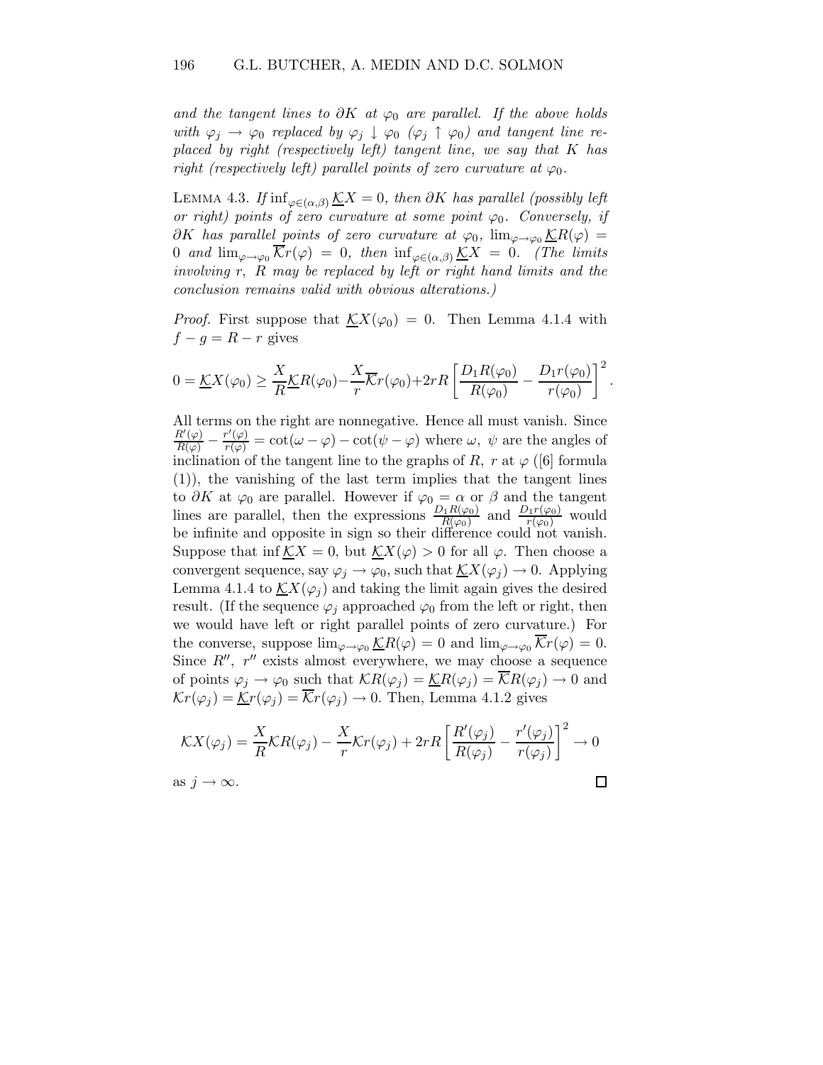*and the tangent lines to $\partial K$ at $\varphi_0$ are parallel. If the above holds with $\varphi_j \to \varphi_0$ replaced by $\varphi_j \downarrow \varphi_0$ ($\varphi_j \uparrow \varphi_0$) and tangent line replaced by right (respectively left) tangent line, we say that $K$ has right (respectively left) parallel points of zero curvature at $\varphi_0$.*

LEMMA 4.3. *If $\inf_{\varphi\in(\alpha,\beta)} \underline{\mathcal{K}}X = 0$, then $\partial K$ has parallel (possibly left or right) points of zero curvature at some point $\varphi_0$. Conversely, if $\partial K$ has parallel points of zero curvature at $\varphi_0$, $\lim_{\varphi\to\varphi_0} \underline{\mathcal{K}}R(\varphi) = 0$ and $\lim_{\varphi\to\varphi_0} \overline{\mathcal{K}}r(\varphi) = 0$, then $\inf_{\varphi\in(\alpha,\beta)} \underline{\mathcal{K}}X = 0$. (The limits involving $r$, $R$ may be replaced by left or right hand limits and the conclusion remains valid with obvious alterations.)*

*Proof.* First suppose that $\underline{\mathcal{K}}X(\varphi_0) = 0$. Then Lemma 4.1.4 with $f - g = R - r$ gives

$$0 = \underline{\mathcal{K}}X(\varphi_0) \geq \frac{X}{R}\underline{\mathcal{K}}R(\varphi_0) - \frac{X}{r}\overline{\mathcal{K}}r(\varphi_0) + 2rR\left[\frac{D_1R(\varphi_0)}{R(\varphi_0)} - \frac{D_1r(\varphi_0)}{r(\varphi_0)}\right]^2.$$

All terms on the right are nonnegative. Hence all must vanish. Since $\frac{R'(\varphi)}{R(\varphi)} - \frac{r'(\varphi)}{r(\varphi)} = \cot(\omega - \varphi) - \cot(\psi - \varphi)$ where $\omega$, $\psi$ are the angles of inclination of the tangent line to the graphs of $R$, $r$ at $\varphi$ ([6] formula (1)), the vanishing of the last term implies that the tangent lines to $\partial K$ at $\varphi_0$ are parallel. However if $\varphi_0 = \alpha$ or $\beta$ and the tangent lines are parallel, then the expressions $\frac{D_1R(\varphi_0)}{R(\varphi_0)}$ and $\frac{D_1r(\varphi_0)}{r(\varphi_0)}$ would be infinite and opposite in sign so their difference could not vanish. Suppose that $\inf \underline{\mathcal{K}}X = 0$, but $\underline{\mathcal{K}}X(\varphi) > 0$ for all $\varphi$. Then choose a convergent sequence, say $\varphi_j \to \varphi_0$, such that $\underline{\mathcal{K}}X(\varphi_j) \to 0$. Applying Lemma 4.1.4 to $\underline{\mathcal{K}}X(\varphi_j)$ and taking the limit again gives the desired result. (If the sequence $\varphi_j$ approached $\varphi_0$ from the left or right, then we would have left or right parallel points of zero curvature.) For the converse, suppose $\lim_{\varphi\to\varphi_0} \underline{\mathcal{K}}R(\varphi) = 0$ and $\lim_{\varphi\to\varphi_0} \overline{\mathcal{K}}r(\varphi) = 0$. Since $R''$, $r''$ exists almost everywhere, we may choose a sequence of points $\varphi_j \to \varphi_0$ such that $\mathcal{K}R(\varphi_j) = \underline{\mathcal{K}}R(\varphi_j) = \overline{\mathcal{K}}R(\varphi_j) \to 0$ and $\mathcal{K}r(\varphi_j) = \underline{\mathcal{K}}r(\varphi_j) = \overline{\mathcal{K}}r(\varphi_j) \to 0$. Then, Lemma 4.1.2 gives

$$\mathcal{K}X(\varphi_j) = \frac{X}{R}\mathcal{K}R(\varphi_j) - \frac{X}{r}\mathcal{K}r(\varphi_j) + 2rR\left[\frac{R'(\varphi_j)}{R(\varphi_j)} - \frac{r'(\varphi_j)}{r(\varphi_j)}\right]^2 \to 0$$

as $j \to \infty$. □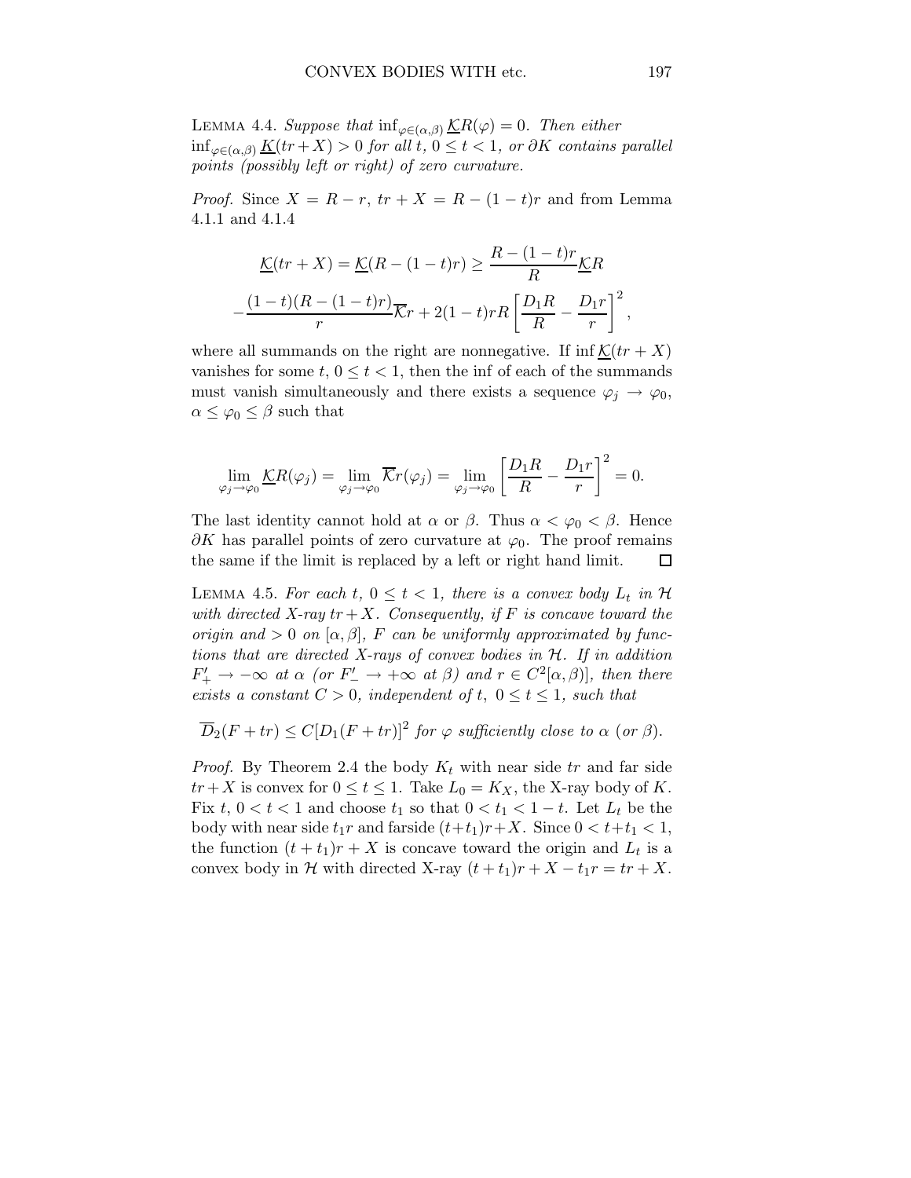Lemma 4.4. *Suppose that* $\inf_{\varphi\in(\alpha,\beta)} \underline{\mathcal{K}}R(\varphi) = 0$. *Then either* $\inf_{\varphi\in(\alpha,\beta)} \underline{K}(tr+X) > 0$ *for all* $t$, $0 \le t < 1$, *or* $\partial K$ *contains parallel points (possibly left or right) of zero curvature.*

*Proof.* Since $X = R - r$, $tr + X = R - (1-t)r$ and from Lemma 4.1.1 and 4.1.4

$$\underline{\mathcal{K}}(tr+X) = \underline{\mathcal{K}}(R-(1-t)r) \ge \frac{R-(1-t)r}{R}\underline{\mathcal{K}}R$$

$$-\frac{(1-t)(R-(1-t)r)}{r}\overline{\mathcal{K}}r + 2(1-t)rR\left[\frac{D_1R}{R} - \frac{D_1r}{r}\right]^2,$$

where all summands on the right are nonnegative. If $\inf \underline{\mathcal{K}}(tr+X)$ vanishes for some $t$, $0 \le t < 1$, then the inf of each of the summands must vanish simultaneously and there exists a sequence $\varphi_j \to \varphi_0$, $\alpha \le \varphi_0 \le \beta$ such that

$$\lim_{\varphi_j\to\varphi_0} \underline{\mathcal{K}}R(\varphi_j) = \lim_{\varphi_j\to\varphi_0} \overline{\mathcal{K}}r(\varphi_j) = \lim_{\varphi_j\to\varphi_0}\left[\frac{D_1R}{R} - \frac{D_1r}{r}\right]^2 = 0.$$

The last identity cannot hold at $\alpha$ or $\beta$. Thus $\alpha < \varphi_0 < \beta$. Hence $\partial K$ has parallel points of zero curvature at $\varphi_0$. The proof remains the same if the limit is replaced by a left or right hand limit. □

Lemma 4.5. *For each* $t$, $0 \le t < 1$, *there is a convex body* $L_t$ *in* $\mathcal{H}$ *with directed X-ray* $tr+X$. *Consequently, if* $F$ *is concave toward the origin and* $> 0$ *on* $[\alpha,\beta]$, $F$ *can be uniformly approximated by functions that are directed X-rays of convex bodies in* $\mathcal{H}$. *If in addition* $F'_+ \to -\infty$ *at* $\alpha$ *(or* $F'_- \to +\infty$ *at* $\beta$*) and* $r \in C^2[\alpha,\beta)]$, *then there exists a constant* $C > 0$, *independent of* $t$, $0 \le t \le 1$, *such that*

$$\overline{D}_2(F+tr) \le C[D_1(F+tr)]^2 \textit{ for } \varphi \textit{ sufficiently close to } \alpha \textit{ (or } \beta\textit{)}.$$

*Proof.* By Theorem 2.4 the body $K_t$ with near side $tr$ and far side $tr+X$ is convex for $0 \le t \le 1$. Take $L_0 = K_X$, the X-ray body of $K$. Fix $t$, $0 < t < 1$ and choose $t_1$ so that $0 < t_1 < 1-t$. Let $L_t$ be the body with near side $t_1r$ and farside $(t+t_1)r+X$. Since $0 < t+t_1 < 1$, the function $(t+t_1)r+X$ is concave toward the origin and $L_t$ is a convex body in $\mathcal{H}$ with directed X-ray $(t+t_1)r+X-t_1r = tr+X$.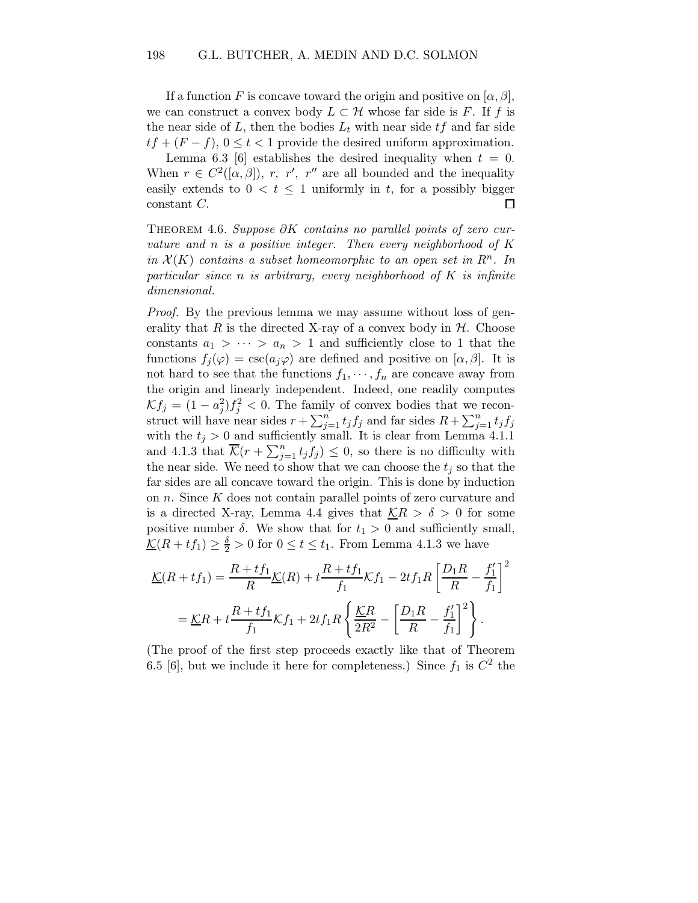If a function $F$ is concave toward the origin and positive on $[\alpha, \beta]$, we can construct a convex body $L \subset \mathcal{H}$ whose far side is $F$. If $f$ is the near side of $L$, then the bodies $L_t$ with near side $tf$ and far side $tf + (F - f)$, $0 \leq t < 1$ provide the desired uniform approximation.

Lemma 6.3 [6] establishes the desired inequality when $t = 0$. When $r \in C^2([\alpha, \beta])$, $r$, $r'$, $r''$ are all bounded and the inequality easily extends to $0 < t \leq 1$ uniformly in $t$, for a possibly bigger constant $C$. $\square$

THEOREM 4.6. *Suppose $\partial K$ contains no parallel points of zero curvature and $n$ is a positive integer. Then every neighborhood of $K$ in $\mathcal{X}(K)$ contains a subset homeomorphic to an open set in $R^n$. In particular since $n$ is arbitrary, every neighborhood of $K$ is infinite dimensional.*

*Proof.* By the previous lemma we may assume without loss of generality that $R$ is the directed X-ray of a convex body in $\mathcal{H}$. Choose constants $a_1 > \cdots > a_n > 1$ and sufficiently close to 1 that the functions $f_j(\varphi) = \csc(a_j\varphi)$ are defined and positive on $[\alpha, \beta]$. It is not hard to see that the functions $f_1, \cdots, f_n$ are concave away from the origin and linearly independent. Indeed, one readily computes $\mathcal{K}f_j = (1 - a_j^2)f_j^2 < 0$. The family of convex bodies that we reconstruct will have near sides $r + \sum_{j=1}^n t_j f_j$ and far sides $R + \sum_{j=1}^n t_j f_j$ with the $t_j > 0$ and sufficiently small. It is clear from Lemma 4.1.1 and 4.1.3 that $\overline{\mathcal{K}}(r + \sum_{j=1}^n t_j f_j) \leq 0$, so there is no difficulty with the near side. We need to show that we can choose the $t_j$ so that the far sides are all concave toward the origin. This is done by induction on $n$. Since $K$ does not contain parallel points of zero curvature and is a directed X-ray, Lemma 4.4 gives that $\underline{\mathcal{K}}R > \delta > 0$ for some positive number $\delta$. We show that for $t_1 > 0$ and sufficiently small, $\underline{\mathcal{K}}(R + tf_1) \geq \frac{\delta}{2} > 0$ for $0 \leq t \leq t_1$. From Lemma 4.1.3 we have

$$
\begin{aligned}
\underline{\mathcal{K}}(R + tf_1) &= \frac{R + tf_1}{R}\underline{\mathcal{K}}(R) + t\frac{R + tf_1}{f_1}\mathcal{K}f_1 - 2tf_1R\left[\frac{D_1R}{R} - \frac{f_1'}{f_1}\right]^2 \\
&= \underline{\mathcal{K}}R + t\frac{R + tf_1}{f_1}\mathcal{K}f_1 + 2tf_1R\left\{\frac{\underline{\mathcal{K}}R}{2R^2} - \left[\frac{D_1R}{R} - \frac{f_1'}{f_1}\right]^2\right\}.
\end{aligned}
$$

(The proof of the first step proceeds exactly like that of Theorem 6.5 [6], but we include it here for completeness.) Since $f_1$ is $C^2$ the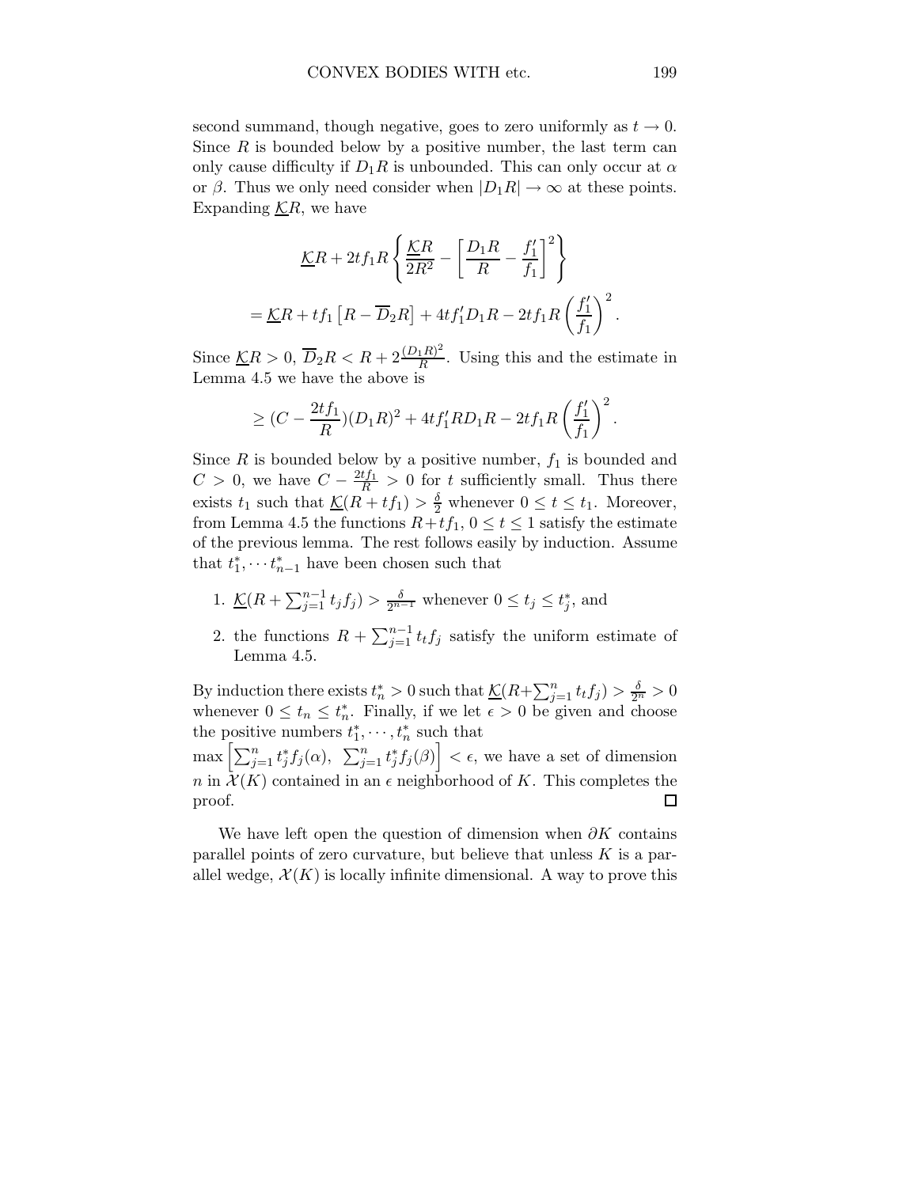second summand, though negative, goes to zero uniformly as $t \to 0$. Since $R$ is bounded below by a positive number, the last term can only cause difficulty if $D_1 R$ is unbounded. This can only occur at $\alpha$ or $\beta$. Thus we only need consider when $|D_1 R| \to \infty$ at these points. Expanding $\underline{\mathcal{K}}R$, we have

$$\underline{\mathcal{K}}R + 2tf_1 R \left\{ \frac{\underline{\mathcal{K}}R}{2R^2} - \left[ \frac{D_1 R}{R} - \frac{f_1'}{f_1} \right]^2 \right\}$$

$$= \underline{\mathcal{K}}R + tf_1 \left[ R - \overline{D}_2 R \right] + 4tf_1' D_1 R - 2tf_1 R \left( \frac{f_1'}{f_1} \right)^2.$$

Since $\underline{\mathcal{K}}R > 0$, $\overline{D}_2 R < R + 2\frac{(D_1 R)^2}{R}$. Using this and the estimate in Lemma 4.5 we have the above is

$$\geq (C - \frac{2tf_1}{R})(D_1 R)^2 + 4tf_1' R D_1 R - 2tf_1 R \left( \frac{f_1'}{f_1} \right)^2.$$

Since $R$ is bounded below by a positive number, $f_1$ is bounded and $C > 0$, we have $C - \frac{2tf_1}{R} > 0$ for $t$ sufficiently small. Thus there exists $t_1$ such that $\underline{\mathcal{K}}(R + tf_1) > \frac{\delta}{2}$ whenever $0 \leq t \leq t_1$. Moreover, from Lemma 4.5 the functions $R + tf_1$, $0 \leq t \leq 1$ satisfy the estimate of the previous lemma. The rest follows easily by induction. Assume that $t_1^*, \cdots t_{n-1}^*$ have been chosen such that

1. $\underline{\mathcal{K}}(R + \sum_{j=1}^{n-1} t_j f_j) > \frac{\delta}{2^{n-1}}$ whenever $0 \leq t_j \leq t_j^*$, and
2. the functions $R + \sum_{j=1}^{n-1} t_t f_j$ satisfy the uniform estimate of Lemma 4.5.

By induction there exists $t_n^* > 0$ such that $\underline{\mathcal{K}}(R + \sum_{j=1}^{n} t_t f_j) > \frac{\delta}{2^n} > 0$ whenever $0 \leq t_n \leq t_n^*$. Finally, if we let $\epsilon > 0$ be given and choose the positive numbers $t_1^*, \cdots, t_n^*$ such that $\max \left[ \sum_{j=1}^{n} t_j^* f_j(\alpha),\ \sum_{j=1}^{n} t_j^* f_j(\beta) \right] < \epsilon$, we have a set of dimension $n$ in $\mathcal{X}(K)$ contained in an $\epsilon$ neighborhood of $K$. This completes the proof. □

We have left open the question of dimension when $\partial K$ contains parallel points of zero curvature, but believe that unless $K$ is a parallel wedge, $\mathcal{X}(K)$ is locally infinite dimensional. A way to prove this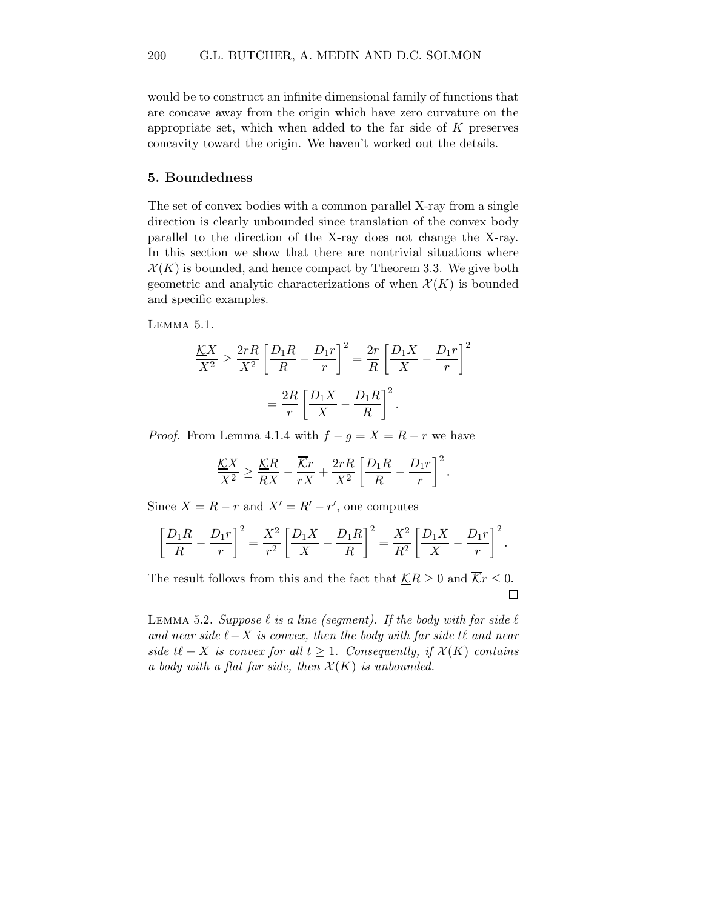would be to construct an infinite dimensional family of functions that are concave away from the origin which have zero curvature on the appropriate set, which when added to the far side of $K$ preserves concavity toward the origin. We haven't worked out the details.

## 5. Boundedness

The set of convex bodies with a common parallel X-ray from a single direction is clearly unbounded since translation of the convex body parallel to the direction of the X-ray does not change the X-ray. In this section we show that there are nontrivial situations where $\mathcal{X}(K)$ is bounded, and hence compact by Theorem 3.3. We give both geometric and analytic characterizations of when $\mathcal{X}(K)$ is bounded and specific examples.

Lemma 5.1.

$$\frac{\underline{\mathcal{K}}X}{X^2} \geq \frac{2rR}{X^2}\left[\frac{D_1R}{R} - \frac{D_1r}{r}\right]^2 = \frac{2r}{R}\left[\frac{D_1X}{X} - \frac{D_1r}{r}\right]^2$$

$$= \frac{2R}{r}\left[\frac{D_1X}{X} - \frac{D_1R}{R}\right]^2.$$

*Proof.* From Lemma 4.1.4 with $f - g = X = R - r$ we have

$$\frac{\underline{\mathcal{K}}X}{X^2} \geq \frac{\underline{\mathcal{K}}R}{RX} - \frac{\overline{\mathcal{K}}r}{rX} + \frac{2rR}{X^2}\left[\frac{D_1R}{R} - \frac{D_1r}{r}\right]^2.$$

Since $X = R - r$ and $X' = R' - r'$, one computes

$$\left[\frac{D_1R}{R} - \frac{D_1r}{r}\right]^2 = \frac{X^2}{r^2}\left[\frac{D_1X}{X} - \frac{D_1R}{R}\right]^2 = \frac{X^2}{R^2}\left[\frac{D_1X}{X} - \frac{D_1r}{r}\right]^2.$$

The result follows from this and the fact that $\underline{\mathcal{K}}R \geq 0$ and $\overline{\mathcal{K}}r \leq 0$. $\square$

Lemma 5.2. *Suppose $\ell$ is a line (segment). If the body with far side $\ell$ and near side $\ell - X$ is convex, then the body with far side $t\ell$ and near side $t\ell - X$ is convex for all $t \geq 1$. Consequently, if $\mathcal{X}(K)$ contains a body with a flat far side, then $\mathcal{X}(K)$ is unbounded.*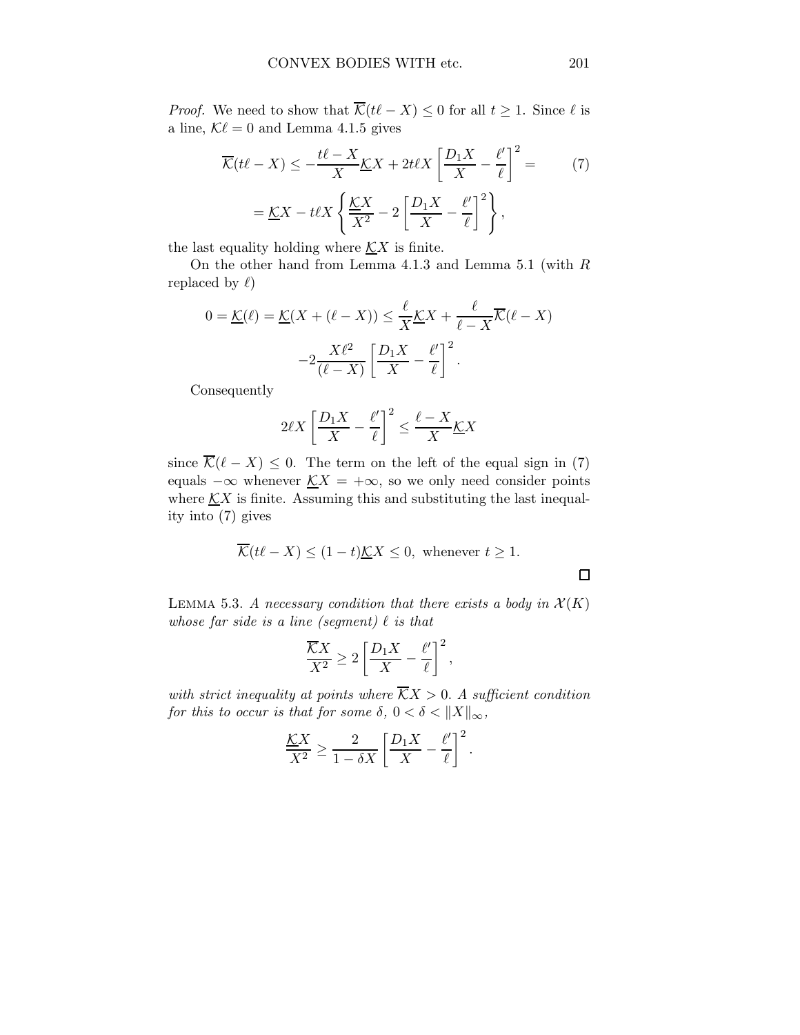*Proof.* We need to show that $\overline{\mathcal{K}}(t\ell - X) \le 0$ for all $t \ge 1$. Since $\ell$ is a line, $\mathcal{K}\ell = 0$ and Lemma 4.1.5 gives

$$\overline{\mathcal{K}}(t\ell - X) \le -\frac{t\ell - X}{X}\underline{\mathcal{K}}X + 2t\ell X\left[\frac{D_1X}{X} - \frac{\ell'}{\ell}\right]^2 = \tag{7}$$

$$= \underline{\mathcal{K}}X - t\ell X\left\{\frac{\underline{\mathcal{K}}X}{X^2} - 2\left[\frac{D_1X}{X} - \frac{\ell'}{\ell}\right]^2\right\},$$

the last equality holding where $\underline{\mathcal{K}}X$ is finite.

On the other hand from Lemma 4.1.3 and Lemma 5.1 (with $R$ replaced by $\ell$)

$$0 = \underline{\mathcal{K}}(\ell) = \underline{\mathcal{K}}(X + (\ell - X)) \le \frac{\ell}{X}\underline{\mathcal{K}}X + \frac{\ell}{\ell - X}\overline{\mathcal{K}}(\ell - X)$$

$$-2\frac{X\ell^2}{(\ell - X)}\left[\frac{D_1X}{X} - \frac{\ell'}{\ell}\right]^2.$$

Consequently

$$2\ell X\left[\frac{D_1X}{X} - \frac{\ell'}{\ell}\right]^2 \le \frac{\ell - X}{X}\underline{\mathcal{K}}X$$

since $\overline{\mathcal{K}}(\ell - X) \le 0$. The term on the left of the equal sign in (7) equals $-\infty$ whenever $\underline{\mathcal{K}}X = +\infty$, so we only need consider points where $\underline{\mathcal{K}}X$ is finite. Assuming this and substituting the last inequality into (7) gives

$$\overline{\mathcal{K}}(t\ell - X) \le (1 - t)\underline{\mathcal{K}}X \le 0, \text{ whenever } t \ge 1.$$

□

LEMMA 5.3. *A necessary condition that there exists a body in $\mathcal{X}(K)$ whose far side is a line (segment) $\ell$ is that*

$$\frac{\overline{\mathcal{K}}X}{X^2} \ge 2\left[\frac{D_1X}{X} - \frac{\ell'}{\ell}\right]^2,$$

*with strict inequality at points where $\overline{\mathcal{K}}X > 0$. A sufficient condition for this to occur is that for some $\delta$, $0 < \delta < \|X\|_\infty$,*

$$\frac{\underline{\mathcal{K}}X}{X^2} \ge \frac{2}{1 - \delta X}\left[\frac{D_1X}{X} - \frac{\ell'}{\ell}\right]^2.$$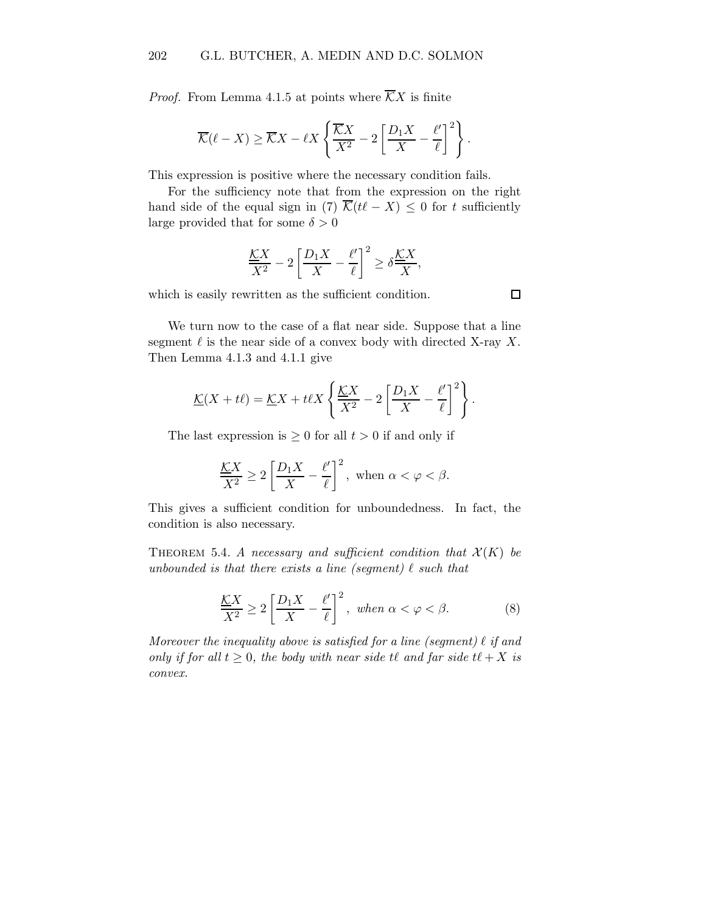*Proof.* From Lemma 4.1.5 at points where $\overline{\mathcal{K}}X$ is finite

$$\overline{\mathcal{K}}(\ell - X) \geq \overline{\mathcal{K}}X - \ell X \left\{ \frac{\overline{\mathcal{K}}X}{X^2} - 2\left[\frac{D_1 X}{X} - \frac{\ell'}{\ell}\right]^2 \right\}.$$

This expression is positive where the necessary condition fails.

For the sufficiency note that from the expression on the right hand side of the equal sign in (7) $\overline{\mathcal{K}}(t\ell - X) \leq 0$ for $t$ sufficiently large provided that for some $\delta > 0$

$$\frac{\underline{\underline{\mathcal{K}}}X}{X^2} - 2\left[\frac{D_1 X}{X} - \frac{\ell'}{\ell}\right]^2 \geq \delta \frac{\underline{\underline{\mathcal{K}}}X}{X},$$

which is easily rewritten as the sufficient condition. $\square$

We turn now to the case of a flat near side. Suppose that a line segment $\ell$ is the near side of a convex body with directed X-ray $X$. Then Lemma 4.1.3 and 4.1.1 give

$$\underline{\mathcal{K}}(X + t\ell) = \underline{\mathcal{K}}X + t\ell X \left\{ \frac{\underline{\mathcal{K}}X}{X^2} - 2\left[\frac{D_1 X}{X} - \frac{\ell'}{\ell}\right]^2 \right\}.$$

The last expression is $\geq 0$ for all $t > 0$ if and only if

$$\frac{\underline{\mathcal{K}}X}{X^2} \geq 2\left[\frac{D_1 X}{X} - \frac{\ell'}{\ell}\right]^2, \text{ when } \alpha < \varphi < \beta.$$

This gives a sufficient condition for unboundedness. In fact, the condition is also necessary.

Theorem 5.4. *A necessary and sufficient condition that $\mathcal{X}(K)$ be unbounded is that there exists a line (segment) $\ell$ such that*

$$\frac{\underline{\underline{\mathcal{K}}}X}{X^2} \geq 2\left[\frac{D_1 X}{X} - \frac{\ell'}{\ell}\right]^2, \text{ when } \alpha < \varphi < \beta. \tag{8}$$

*Moreover the inequality above is satisfied for a line (segment) $\ell$ if and only if for all $t \geq 0$, the body with near side $t\ell$ and far side $t\ell + X$ is convex.*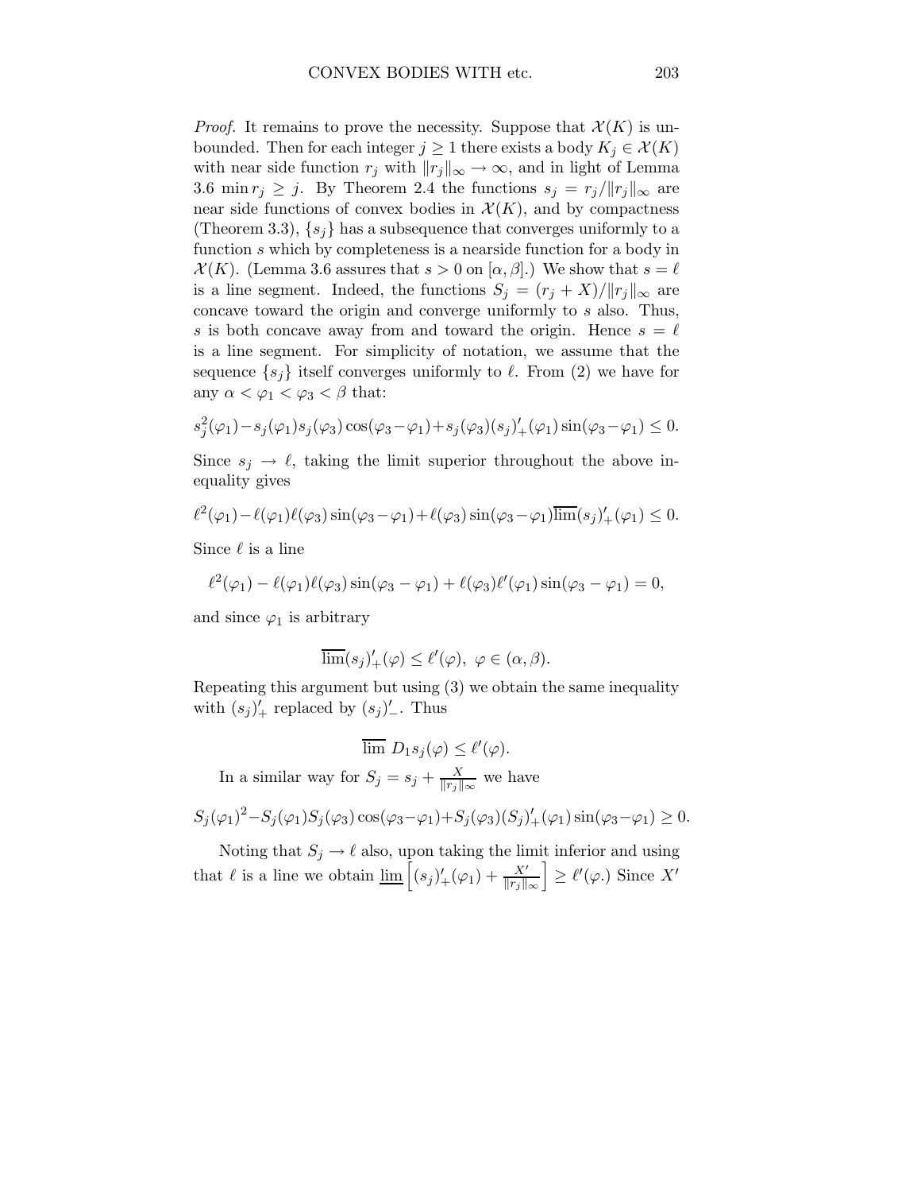*Proof.* It remains to prove the necessity. Suppose that $\mathcal{X}(K)$ is unbounded. Then for each integer $j \geq 1$ there exists a body $K_j \in \mathcal{X}(K)$ with near side function $r_j$ with $\|r_j\|_\infty \to \infty$, and in light of Lemma 3.6 $\min r_j \geq j$. By Theorem 2.4 the functions $s_j = r_j/\|r_j\|_\infty$ are near side functions of convex bodies in $\mathcal{X}(K)$, and by compactness (Theorem 3.3), $\{s_j\}$ has a subsequence that converges uniformly to a function $s$ which by completeness is a nearside function for a body in $\mathcal{X}(K)$. (Lemma 3.6 assures that $s > 0$ on $[\alpha, \beta]$.) We show that $s = \ell$ is a line segment. Indeed, the functions $S_j = (r_j + X)/\|r_j\|_\infty$ are concave toward the origin and converge uniformly to $s$ also. Thus, $s$ is both concave away from and toward the origin. Hence $s = \ell$ is a line segment. For simplicity of notation, we assume that the sequence $\{s_j\}$ itself converges uniformly to $\ell$. From (2) we have for any $\alpha < \varphi_1 < \varphi_3 < \beta$ that:

$$s_j^2(\varphi_1) - s_j(\varphi_1)s_j(\varphi_3)\cos(\varphi_3 - \varphi_1) + s_j(\varphi_3)(s_j)'_+(\varphi_1)\sin(\varphi_3 - \varphi_1) \leq 0.$$

Since $s_j \to \ell$, taking the limit superior throughout the above inequality gives

$$\ell^2(\varphi_1) - \ell(\varphi_1)\ell(\varphi_3)\sin(\varphi_3 - \varphi_1) + \ell(\varphi_3)\sin(\varphi_3 - \varphi_1)\overline{\lim}(s_j)'_+(\varphi_1) \leq 0.$$

Since $\ell$ is a line

$$\ell^2(\varphi_1) - \ell(\varphi_1)\ell(\varphi_3)\sin(\varphi_3 - \varphi_1) + \ell(\varphi_3)\ell'(\varphi_1)\sin(\varphi_3 - \varphi_1) = 0,$$

and since $\varphi_1$ is arbitrary

$$\overline{\lim}(s_j)'_+(\varphi) \leq \ell'(\varphi), \ \varphi \in (\alpha, \beta).$$

Repeating this argument but using (3) we obtain the same inequality with $(s_j)'_+$ replaced by $(s_j)'_-$. Thus

$$\overline{\lim}\ D_1 s_j(\varphi) \leq \ell'(\varphi).$$

In a similar way for $S_j = s_j + \frac{X}{\|r_j\|_\infty}$ we have

$$S_j(\varphi_1)^2 - S_j(\varphi_1)S_j(\varphi_3)\cos(\varphi_3 - \varphi_1) + S_j(\varphi_3)(S_j)'_+(\varphi_1)\sin(\varphi_3 - \varphi_1) \geq 0.$$

Noting that $S_j \to \ell$ also, upon taking the limit inferior and using that $\ell$ is a line we obtain $\underline{\lim}\left[(s_j)'_+(\varphi_1) + \frac{X'}{\|r_j\|_\infty}\right] \geq \ell'(\varphi.)$ Since $X'$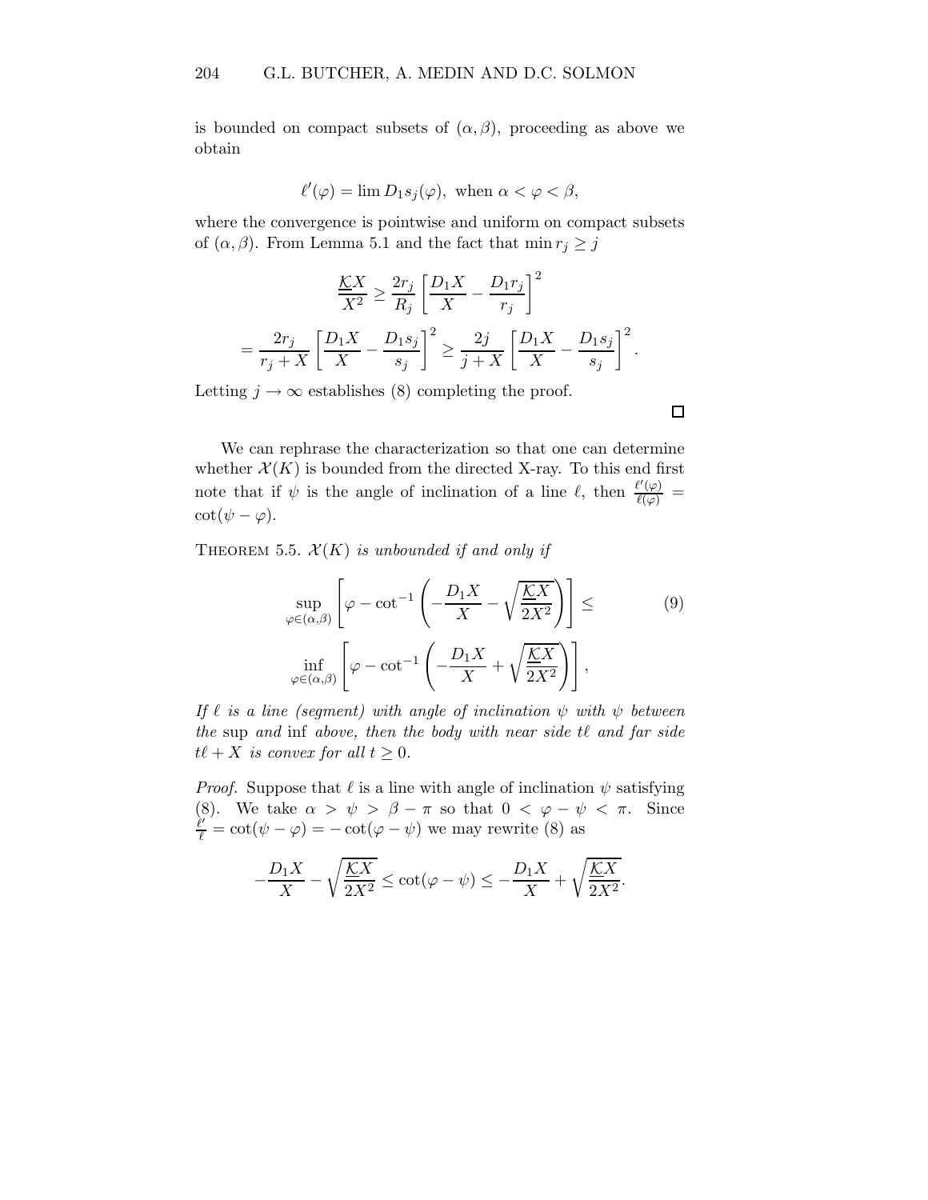is bounded on compact subsets of $(\alpha, \beta)$, proceeding as above we obtain

$$\ell'(\varphi) = \lim D_1 s_j(\varphi), \text{ when } \alpha < \varphi < \beta,$$

where the convergence is pointwise and uniform on compact subsets of $(\alpha, \beta)$. From Lemma 5.1 and the fact that $\min r_j \geq j$

$$\frac{\underline{\mathcal{K}} X}{X^2} \geq \frac{2r_j}{R_j} \left[ \frac{D_1 X}{X} - \frac{D_1 r_j}{r_j} \right]^2$$

$$= \frac{2r_j}{r_j + X} \left[ \frac{D_1 X}{X} - \frac{D_1 s_j}{s_j} \right]^2 \geq \frac{2j}{j + X} \left[ \frac{D_1 X}{X} - \frac{D_1 s_j}{s_j} \right]^2.$$

Letting $j \to \infty$ establishes (8) completing the proof. $\square$

We can rephrase the characterization so that one can determine whether $\mathcal{X}(K)$ is bounded from the directed X-ray. To this end first note that if $\psi$ is the angle of inclination of a line $\ell$, then $\frac{\ell'(\varphi)}{\ell(\varphi)} = \cot(\psi - \varphi)$.

**Theorem 5.5.** *$\mathcal{X}(K)$ is unbounded if and only if*

$$\sup_{\varphi \in (\alpha, \beta)} \left[ \varphi - \cot^{-1} \left( -\frac{D_1 X}{X} - \sqrt{\frac{\underline{\mathcal{K}} X}{2X^2}} \right) \right] \leq \inf_{\varphi \in (\alpha, \beta)} \left[ \varphi - \cot^{-1} \left( -\frac{D_1 X}{X} + \sqrt{\frac{\underline{\mathcal{K}} X}{2X^2}} \right) \right], \tag{9}$$

*If $\ell$ is a line (segment) with angle of inclination $\psi$ with $\psi$ between the* sup *and* inf *above, then the body with near side $t\ell$ and far side $t\ell + X$ is convex for all $t \geq 0$.*

*Proof.* Suppose that $\ell$ is a line with angle of inclination $\psi$ satisfying (8). We take $\alpha > \psi > \beta - \pi$ so that $0 < \varphi - \psi < \pi$. Since $\frac{\ell'}{\ell} = \cot(\psi - \varphi) = -\cot(\varphi - \psi)$ we may rewrite (8) as

$$-\frac{D_1 X}{X} - \sqrt{\frac{\underline{\mathcal{K}} X}{2X^2}} \leq \cot(\varphi - \psi) \leq -\frac{D_1 X}{X} + \sqrt{\frac{\underline{\mathcal{K}} X}{2X^2}}.$$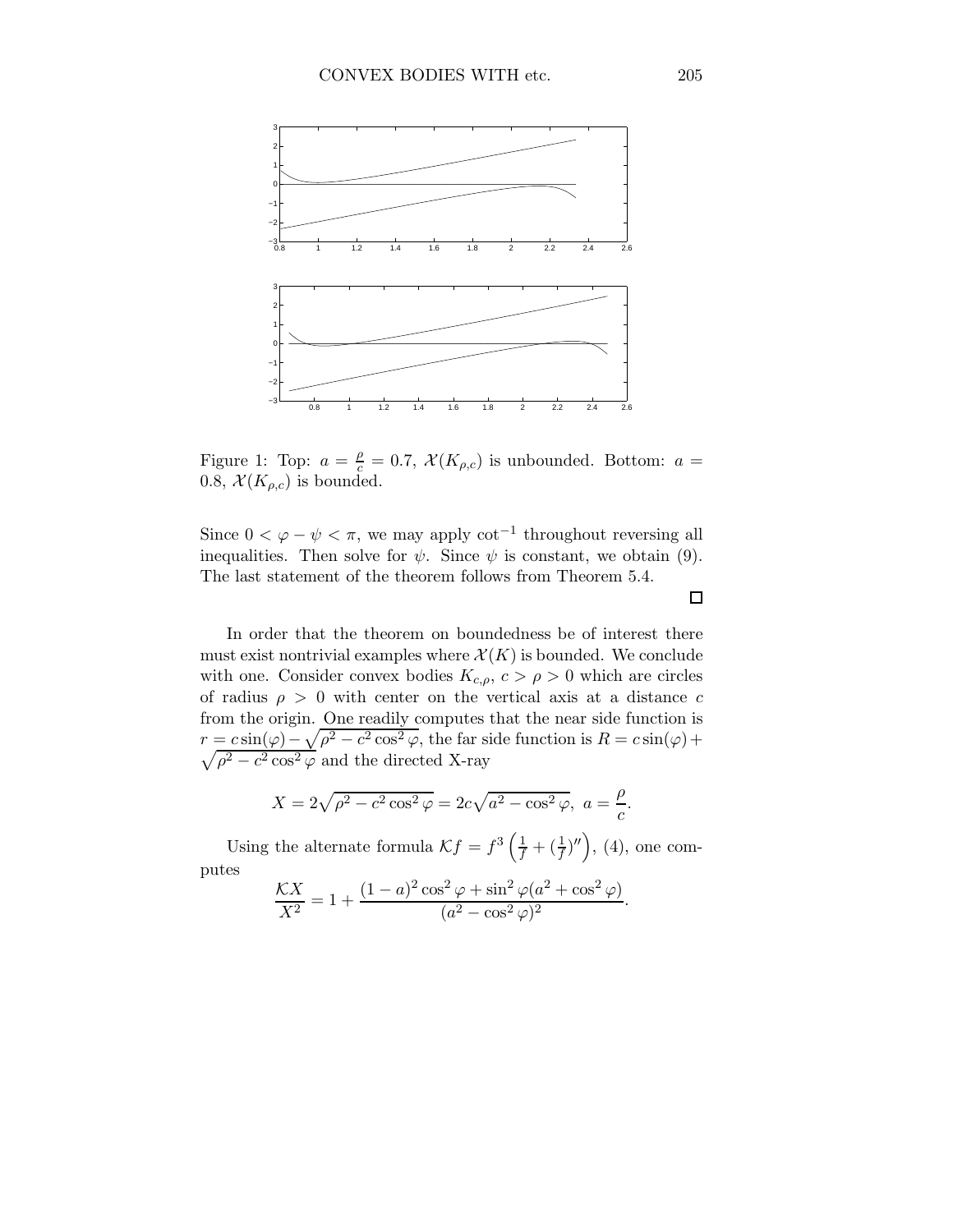Figure 1: Top: $a = \frac{\rho}{c} = 0.7$, $\mathcal{X}(K_{\rho,c})$ is unbounded. Bottom: $a = 0.8$, $\mathcal{X}(K_{\rho,c})$ is bounded.

Since $0 < \varphi - \psi < \pi$, we may apply $\cot^{-1}$ throughout reversing all inequalities. Then solve for $\psi$. Since $\psi$ is constant, we obtain (9). The last statement of the theorem follows from Theorem 5.4.

□

In order that the theorem on boundedness be of interest there must exist nontrivial examples where $\mathcal{X}(K)$ is bounded. We conclude with one. Consider convex bodies $K_{c,\rho}$, $c > \rho > 0$ which are circles of radius $\rho > 0$ with center on the vertical axis at a distance $c$ from the origin. One readily computes that the near side function is $r = c\sin(\varphi) - \sqrt{\rho^2 - c^2\cos^2\varphi}$, the far side function is $R = c\sin(\varphi) + \sqrt{\rho^2 - c^2\cos^2\varphi}$ and the directed X-ray

$$X = 2\sqrt{\rho^2 - c^2\cos^2\varphi} = 2c\sqrt{a^2 - \cos^2\varphi},\ a = \frac{\rho}{c}.$$

Using the alternate formula $\mathcal{K}f = f^3\left(\frac{1}{f} + (\frac{1}{f})''\right)$, (4), one computes

$$\frac{\mathcal{K}X}{X^2} = 1 + \frac{(1-a)^2\cos^2\varphi + \sin^2\varphi(a^2 + \cos^2\varphi)}{(a^2 - \cos^2\varphi)^2}.$$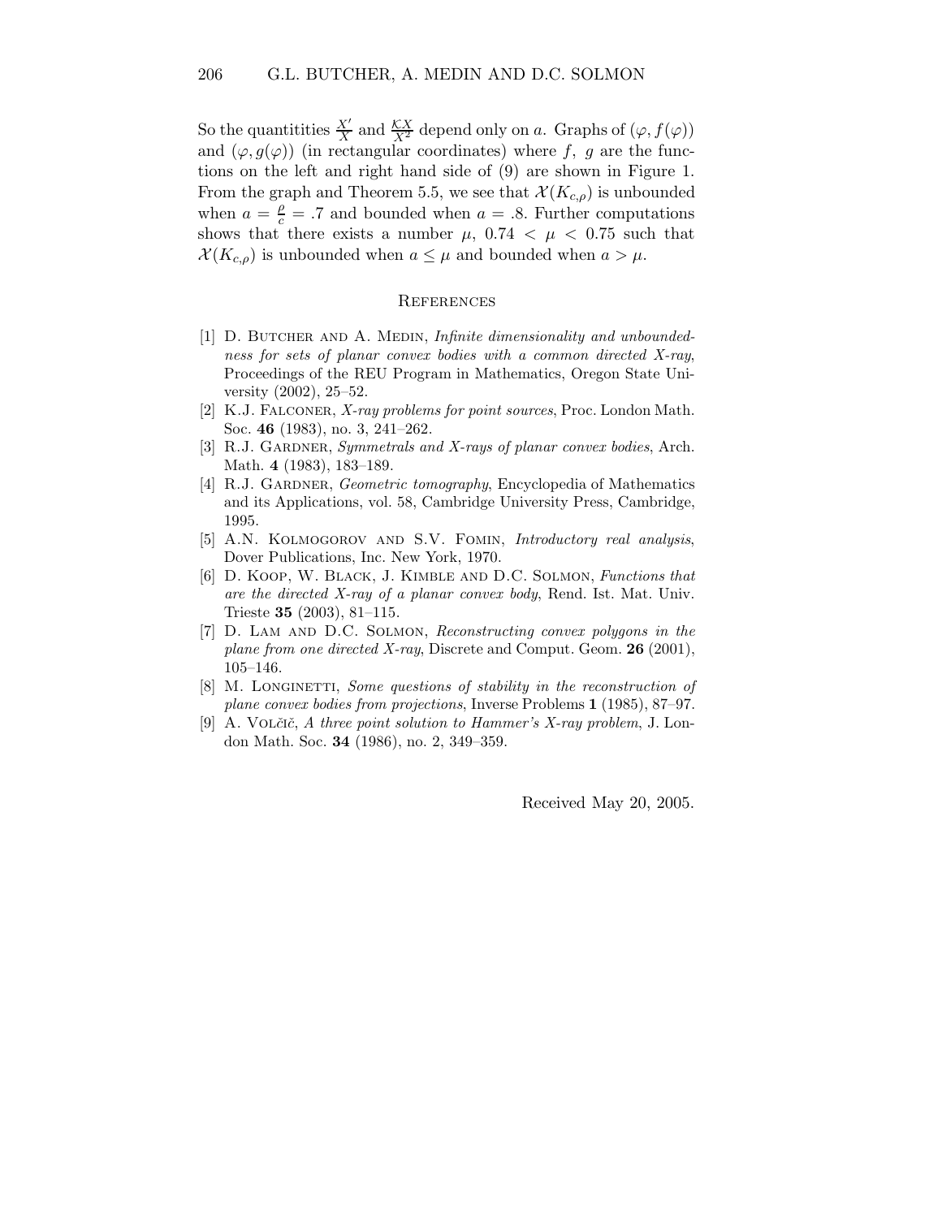So the quantitities $\frac{X'}{X}$ and $\frac{\mathcal{K}X}{X^2}$ depend only on $a$. Graphs of $(\varphi, f(\varphi))$ and $(\varphi, g(\varphi))$ (in rectangular coordinates) where $f$, $g$ are the functions on the left and right hand side of (9) are shown in Figure 1. From the graph and Theorem 5.5, we see that $\mathcal{X}(K_{c,\rho})$ is unbounded when $a = \frac{\rho}{c} = .7$ and bounded when $a = .8$. Further computations shows that there exists a number $\mu$, $0.74 < \mu < 0.75$ such that $\mathcal{X}(K_{c,\rho})$ is unbounded when $a \leq \mu$ and bounded when $a > \mu$.

## References

[1] D. Butcher and A. Medin, *Infinite dimensionality and unboundedness for sets of planar convex bodies with a common directed X-ray*, Proceedings of the REU Program in Mathematics, Oregon State University (2002), 25–52.

[2] K.J. Falconer, *X-ray problems for point sources*, Proc. London Math. Soc. **46** (1983), no. 3, 241–262.

[3] R.J. Gardner, *Symmetrals and X-rays of planar convex bodies*, Arch. Math. **4** (1983), 183–189.

[4] R.J. Gardner, *Geometric tomography*, Encyclopedia of Mathematics and its Applications, vol. 58, Cambridge University Press, Cambridge, 1995.

[5] A.N. Kolmogorov and S.V. Fomin, *Introductory real analysis*, Dover Publications, Inc. New York, 1970.

[6] D. Koop, W. Black, J. Kimble and D.C. Solmon, *Functions that are the directed X-ray of a planar convex body*, Rend. Ist. Mat. Univ. Trieste **35** (2003), 81–115.

[7] D. Lam and D.C. Solmon, *Reconstructing convex polygons in the plane from one directed X-ray*, Discrete and Comput. Geom. **26** (2001), 105–146.

[8] M. Longinetti, *Some questions of stability in the reconstruction of plane convex bodies from projections*, Inverse Problems **1** (1985), 87–97.

[9] A. Volčič, *A three point solution to Hammer's X-ray problem*, J. London Math. Soc. **34** (1986), no. 2, 349–359.

Received May 20, 2005.